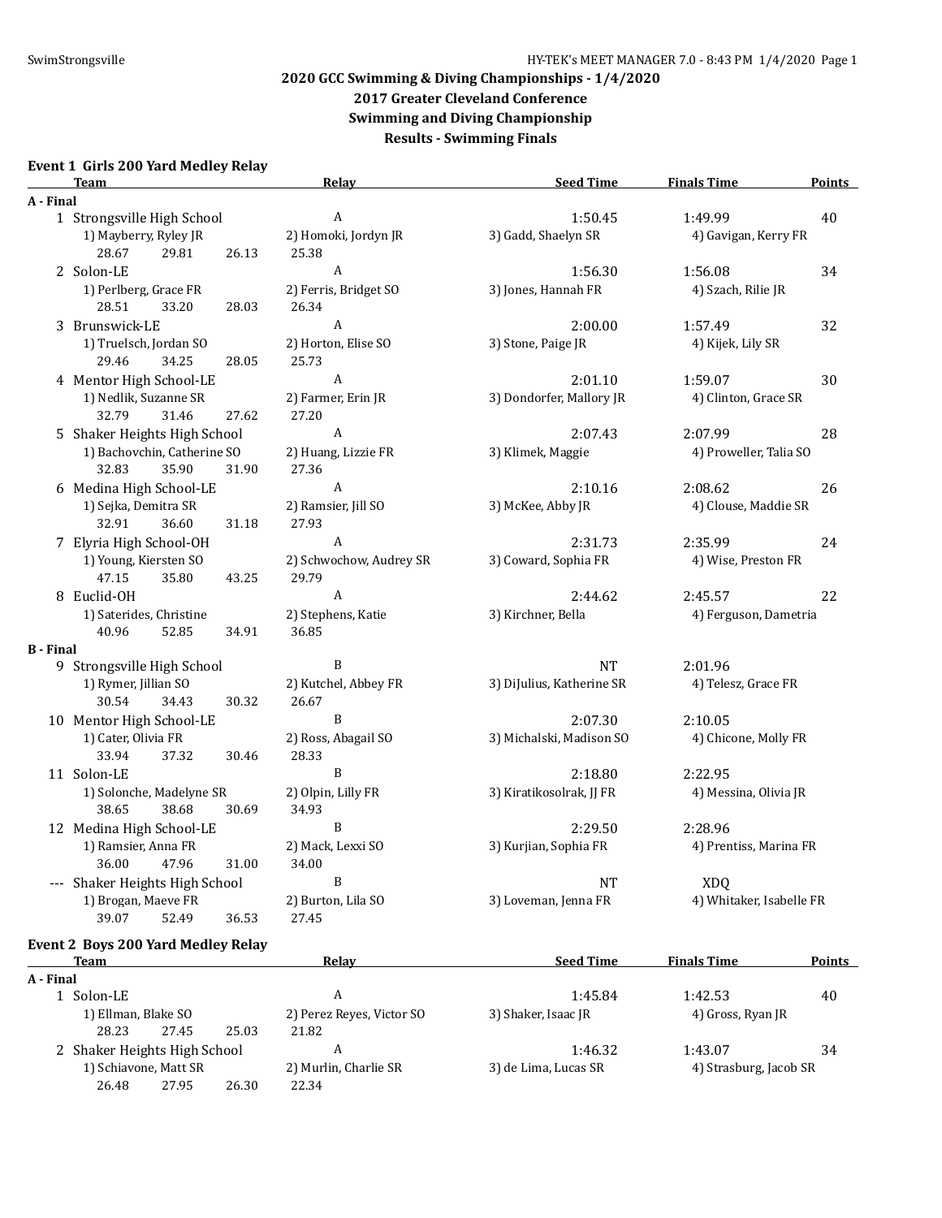## 2020 GCC Swimming & Diving Championships - 1/4/2020

## 2017 Greater Cleveland Conference

## Swimming and Diving Championship

## Results - Swimming Finals

### Event 1 Girls 200 Yard Medley Relay

| | Team | Relay | Seed Time | Finals Time | Points |
|---|---|---|---|---|---|
| **A - Final** | | | | | |
| 1 | Strongsville High School | A | 1:50.45 | 1:49.99 | 40 |
| | 1) Mayberry, Ryley JR | 2) Homoki, Jordyn JR | 3) Gadd, Shaelyn SR | 4) Gavigan, Kerry FR | |
| | 28.67 29.81 26.13 25.38 | | | | |
| 2 | Solon-LE | A | 1:56.30 | 1:56.08 | 34 |
| | 1) Perlberg, Grace FR | 2) Ferris, Bridget SO | 3) Jones, Hannah FR | 4) Szach, Rilie JR | |
| | 28.51 33.20 28.03 26.34 | | | | |
| 3 | Brunswick-LE | A | 2:00.00 | 1:57.49 | 32 |
| | 1) Truelsch, Jordan SO | 2) Horton, Elise SO | 3) Stone, Paige JR | 4) Kijek, Lily SR | |
| | 29.46 34.25 28.05 25.73 | | | | |
| 4 | Mentor High School-LE | A | 2:01.10 | 1:59.07 | 30 |
| | 1) Nedlik, Suzanne SR | 2) Farmer, Erin JR | 3) Dondorfer, Mallory JR | 4) Clinton, Grace SR | |
| | 32.79 31.46 27.62 27.20 | | | | |
| 5 | Shaker Heights High School | A | 2:07.43 | 2:07.99 | 28 |
| | 1) Bachovchin, Catherine SO | 2) Huang, Lizzie FR | 3) Klimek, Maggie | 4) Proweller, Talia SO | |
| | 32.83 35.90 31.90 27.36 | | | | |
| 6 | Medina High School-LE | A | 2:10.16 | 2:08.62 | 26 |
| | 1) Sejka, Demitra SR | 2) Ramsier, Jill SO | 3) McKee, Abby JR | 4) Clouse, Maddie SR | |
| | 32.91 36.60 31.18 27.93 | | | | |
| 7 | Elyria High School-OH | A | 2:31.73 | 2:35.99 | 24 |
| | 1) Young, Kiersten SO | 2) Schwochow, Audrey SR | 3) Coward, Sophia FR | 4) Wise, Preston FR | |
| | 47.15 35.80 43.25 29.79 | | | | |
| 8 | Euclid-OH | A | 2:44.62 | 2:45.57 | 22 |
| | 1) Saterides, Christine | 2) Stephens, Katie | 3) Kirchner, Bella | 4) Ferguson, Dametria | |
| | 40.96 52.85 34.91 36.85 | | | | |
| **B - Final** | | | | | |
| 9 | Strongsville High School | B | NT | 2:01.96 | |
| | 1) Rymer, Jillian SO | 2) Kutchel, Abbey FR | 3) DiJulius, Katherine SR | 4) Telesz, Grace FR | |
| | 30.54 34.43 30.32 26.67 | | | | |
| 10 | Mentor High School-LE | B | 2:07.30 | 2:10.05 | |
| | 1) Cater, Olivia FR | 2) Ross, Abagail SO | 3) Michalski, Madison SO | 4) Chicone, Molly FR | |
| | 33.94 37.32 30.46 28.33 | | | | |
| 11 | Solon-LE | B | 2:18.80 | 2:22.95 | |
| | 1) Solonche, Madelyne SR | 2) Olpin, Lilly FR | 3) Kiratikosolrak, JJ FR | 4) Messina, Olivia JR | |
| | 38.65 38.68 30.69 34.93 | | | | |
| 12 | Medina High School-LE | B | 2:29.50 | 2:28.96 | |
| | 1) Ramsier, Anna FR | 2) Mack, Lexxi SO | 3) Kurjian, Sophia FR | 4) Prentiss, Marina FR | |
| | 36.00 47.96 31.00 34.00 | | | | |
| --- | Shaker Heights High School | B | NT | XDQ | |
| | 1) Brogan, Maeve FR | 2) Burton, Lila SO | 3) Loveman, Jenna FR | 4) Whitaker, Isabelle FR | |
| | 39.07 52.49 36.53 27.45 | | | | |

### Event 2 Boys 200 Yard Medley Relay

| | Team | Relay | Seed Time | Finals Time | Points |
|---|---|---|---|---|---|
| **A - Final** | | | | | |
| 1 | Solon-LE | A | 1:45.84 | 1:42.53 | 40 |
| | 1) Ellman, Blake SO | 2) Perez Reyes, Victor SO | 3) Shaker, Isaac JR | 4) Gross, Ryan JR | |
| | 28.23 27.45 25.03 21.82 | | | | |
| 2 | Shaker Heights High School | A | 1:46.32 | 1:43.07 | 34 |
| | 1) Schiavone, Matt SR | 2) Murlin, Charlie SR | 3) de Lima, Lucas SR | 4) Strasburg, Jacob SR | |
| | 26.48 27.95 26.30 22.34 | | | | |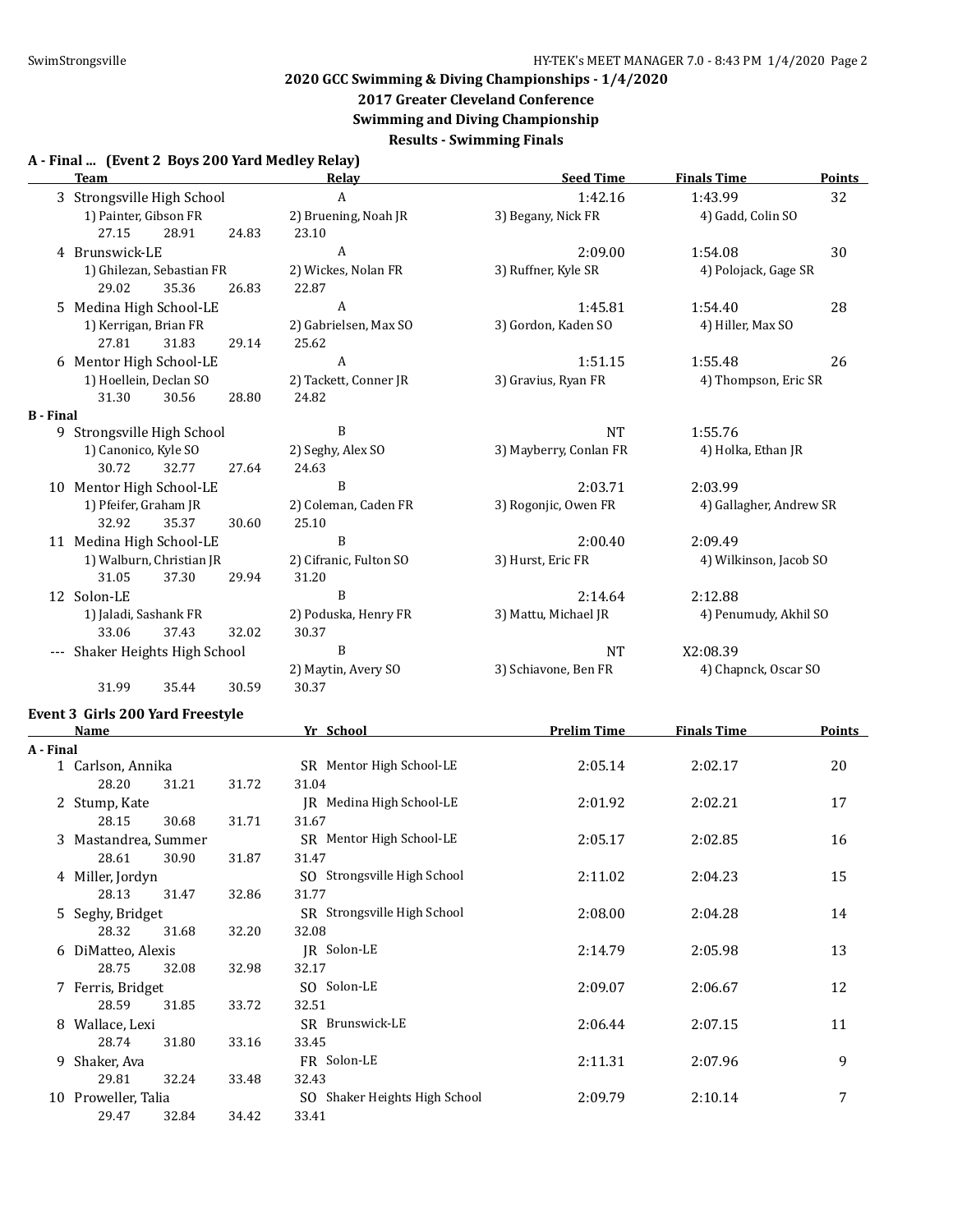## 2020 GCC Swimming & Diving Championships - 1/4/2020
## 2017 Greater Cleveland Conference
## Swimming and Diving Championship
## Results - Swimming Finals

### A - Final ... (Event 2 Boys 200 Yard Medley Relay)

| | Team | Relay | Seed Time | Finals Time | Points |
|---|---|---|---|---|---|
| 3 | Strongsville High School | A | 1:42.16 | 1:43.99 | 32 |
| | 1) Painter, Gibson FR | 2) Bruening, Noah JR | 3) Begany, Nick FR | 4) Gadd, Colin SO | |
| | 27.15 28.91 24.83 | 23.10 | | | |
| 4 | Brunswick-LE | A | 2:09.00 | 1:54.08 | 30 |
| | 1) Ghilezan, Sebastian FR | 2) Wickes, Nolan FR | 3) Ruffner, Kyle SR | 4) Polojack, Gage SR | |
| | 29.02 35.36 26.83 | 22.87 | | | |
| 5 | Medina High School-LE | A | 1:45.81 | 1:54.40 | 28 |
| | 1) Kerrigan, Brian FR | 2) Gabrielsen, Max SO | 3) Gordon, Kaden SO | 4) Hiller, Max SO | |
| | 27.81 31.83 29.14 | 25.62 | | | |
| 6 | Mentor High School-LE | A | 1:51.15 | 1:55.48 | 26 |
| | 1) Hoellein, Declan SO | 2) Tackett, Conner JR | 3) Gravius, Ryan FR | 4) Thompson, Eric SR | |
| | 31.30 30.56 28.80 | 24.82 | | | |
| **B - Final** | | | | | |
| 9 | Strongsville High School | B | NT | 1:55.76 | |
| | 1) Canonico, Kyle SO | 2) Seghy, Alex SO | 3) Mayberry, Conlan FR | 4) Holka, Ethan JR | |
| | 30.72 32.77 27.64 | 24.63 | | | |
| 10 | Mentor High School-LE | B | 2:03.71 | 2:03.99 | |
| | 1) Pfeifer, Graham JR | 2) Coleman, Caden FR | 3) Rogonjic, Owen FR | 4) Gallagher, Andrew SR | |
| | 32.92 35.37 30.60 | 25.10 | | | |
| 11 | Medina High School-LE | B | 2:00.40 | 2:09.49 | |
| | 1) Walburn, Christian JR | 2) Cifranic, Fulton SO | 3) Hurst, Eric FR | 4) Wilkinson, Jacob SO | |
| | 31.05 37.30 29.94 | 31.20 | | | |
| 12 | Solon-LE | B | 2:14.64 | 2:12.88 | |
| | 1) Jaladi, Sashank FR | 2) Poduska, Henry FR | 3) Mattu, Michael JR | 4) Penumudy, Akhil SO | |
| | 33.06 37.43 32.02 | 30.37 | | | |
| --- | Shaker Heights High School | B | NT | X2:08.39 | |
| | | 2) Maytin, Avery SO | 3) Schiavone, Ben FR | 4) Chapnck, Oscar SO | |
| | 31.99 35.44 30.59 | 30.37 | | | |

### Event 3 Girls 200 Yard Freestyle

| | Name | Yr School | Prelim Time | Finals Time | Points |
|---|---|---|---|---|---|
| **A - Final** | | | | | |
| 1 | Carlson, Annika | SR Mentor High School-LE | 2:05.14 | 2:02.17 | 20 |
| | 28.20 31.21 31.72 | 31.04 | | | |
| 2 | Stump, Kate | JR Medina High School-LE | 2:01.92 | 2:02.21 | 17 |
| | 28.15 30.68 31.71 | 31.67 | | | |
| 3 | Mastandrea, Summer | SR Mentor High School-LE | 2:05.17 | 2:02.85 | 16 |
| | 28.61 30.90 31.87 | 31.47 | | | |
| 4 | Miller, Jordyn | SO Strongsville High School | 2:11.02 | 2:04.23 | 15 |
| | 28.13 31.47 32.86 | 31.77 | | | |
| 5 | Seghy, Bridget | SR Strongsville High School | 2:08.00 | 2:04.28 | 14 |
| | 28.32 31.68 32.20 | 32.08 | | | |
| 6 | DiMatteo, Alexis | JR Solon-LE | 2:14.79 | 2:05.98 | 13 |
| | 28.75 32.08 32.98 | 32.17 | | | |
| 7 | Ferris, Bridget | SO Solon-LE | 2:09.07 | 2:06.67 | 12 |
| | 28.59 31.85 33.72 | 32.51 | | | |
| 8 | Wallace, Lexi | SR Brunswick-LE | 2:06.44 | 2:07.15 | 11 |
| | 28.74 31.80 33.16 | 33.45 | | | |
| 9 | Shaker, Ava | FR Solon-LE | 2:11.31 | 2:07.96 | 9 |
| | 29.81 32.24 33.48 | 32.43 | | | |
| 10 | Proweller, Talia | SO Shaker Heights High School | 2:09.79 | 2:10.14 | 7 |
| | 29.47 32.84 34.42 | 33.41 | | | |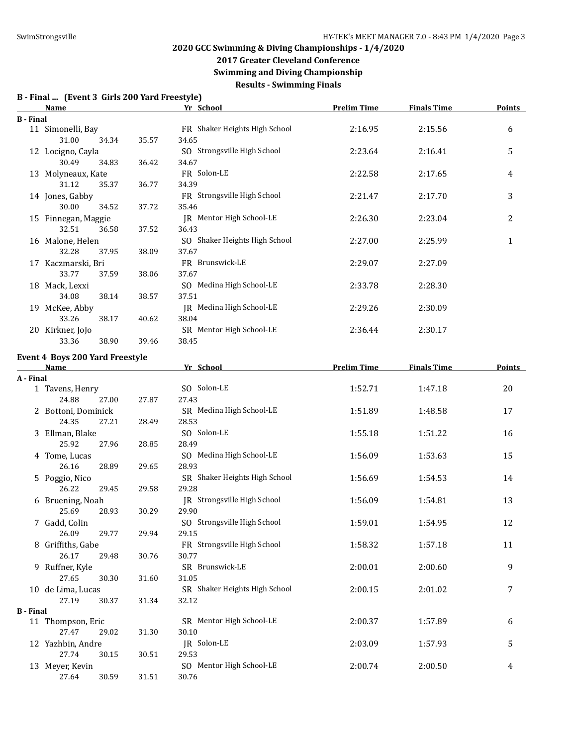## 2020 GCC Swimming & Diving Championships - 1/4/2020

## 2017 Greater Cleveland Conference

## Swimming and Diving Championship

## Results - Swimming Finals

### B - Final ... (Event 3 Girls 200 Yard Freestyle)

| | Name | Yr | School | Prelim Time | Finals Time | Points |
|---|---|---|---|---|---|---|
| **B - Final** | | | | | | |
| 11 | Simonelli, Bay | FR | Shaker Heights High School | 2:16.95 | 2:15.56 | 6 |
| | 31.00 34.34 35.57 34.65 | | | | | |
| 12 | Locigno, Cayla | SO | Strongsville High School | 2:23.64 | 2:16.41 | 5 |
| | 30.49 34.83 36.42 34.67 | | | | | |
| 13 | Molyneaux, Kate | FR | Solon-LE | 2:22.58 | 2:17.65 | 4 |
| | 31.12 35.37 36.77 34.39 | | | | | |
| 14 | Jones, Gabby | FR | Strongsville High School | 2:21.47 | 2:17.70 | 3 |
| | 30.00 34.52 37.72 35.46 | | | | | |
| 15 | Finnegan, Maggie | JR | Mentor High School-LE | 2:26.30 | 2:23.04 | 2 |
| | 32.51 36.58 37.52 36.43 | | | | | |
| 16 | Malone, Helen | SO | Shaker Heights High School | 2:27.00 | 2:25.99 | 1 |
| | 32.28 37.95 38.09 37.67 | | | | | |
| 17 | Kaczmarski, Bri | FR | Brunswick-LE | 2:29.07 | 2:27.09 | |
| | 33.77 37.59 38.06 37.67 | | | | | |
| 18 | Mack, Lexxi | SO | Medina High School-LE | 2:33.78 | 2:28.30 | |
| | 34.08 38.14 38.57 37.51 | | | | | |
| 19 | McKee, Abby | JR | Medina High School-LE | 2:29.26 | 2:30.09 | |
| | 33.26 38.17 40.62 38.04 | | | | | |
| 20 | Kirkner, JoJo | SR | Mentor High School-LE | 2:36.44 | 2:30.17 | |
| | 33.36 38.90 39.46 38.45 | | | | | |

### Event 4 Boys 200 Yard Freestyle

| | Name | Yr | School | Prelim Time | Finals Time | Points |
|---|---|---|---|---|---|---|
| **A - Final** | | | | | | |
| 1 | Tavens, Henry | SO | Solon-LE | 1:52.71 | 1:47.18 | 20 |
| | 24.88 27.00 27.87 27.43 | | | | | |
| 2 | Bottoni, Dominick | SR | Medina High School-LE | 1:51.89 | 1:48.58 | 17 |
| | 24.35 27.21 28.49 28.53 | | | | | |
| 3 | Ellman, Blake | SO | Solon-LE | 1:55.18 | 1:51.22 | 16 |
| | 25.92 27.96 28.85 28.49 | | | | | |
| 4 | Tome, Lucas | SO | Medina High School-LE | 1:56.09 | 1:53.63 | 15 |
| | 26.16 28.89 29.65 28.93 | | | | | |
| 5 | Poggio, Nico | SR | Shaker Heights High School | 1:56.69 | 1:54.53 | 14 |
| | 26.22 29.45 29.58 29.28 | | | | | |
| 6 | Bruening, Noah | JR | Strongsville High School | 1:56.09 | 1:54.81 | 13 |
| | 25.69 28.93 30.29 29.90 | | | | | |
| 7 | Gadd, Colin | SO | Strongsville High School | 1:59.01 | 1:54.95 | 12 |
| | 26.09 29.77 29.94 29.15 | | | | | |
| 8 | Griffiths, Gabe | FR | Strongsville High School | 1:58.32 | 1:57.18 | 11 |
| | 26.17 29.48 30.76 30.77 | | | | | |
| 9 | Ruffner, Kyle | SR | Brunswick-LE | 2:00.01 | 2:00.60 | 9 |
| | 27.65 30.30 31.60 31.05 | | | | | |
| 10 | de Lima, Lucas | SR | Shaker Heights High School | 2:00.15 | 2:01.02 | 7 |
| | 27.19 30.37 31.34 32.12 | | | | | |
| **B - Final** | | | | | | |
| 11 | Thompson, Eric | SR | Mentor High School-LE | 2:00.37 | 1:57.89 | 6 |
| | 27.47 29.02 31.30 30.10 | | | | | |
| 12 | Yazhbin, Andre | JR | Solon-LE | 2:03.09 | 1:57.93 | 5 |
| | 27.74 30.15 30.51 29.53 | | | | | |
| 13 | Meyer, Kevin | SO | Mentor High School-LE | 2:00.74 | 2:00.50 | 4 |
| | 27.64 30.59 31.51 30.76 | | | | | |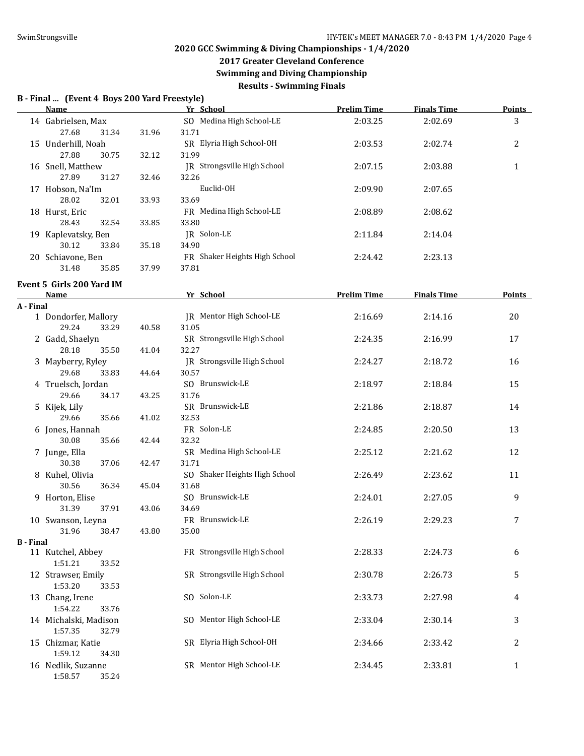## 2020 GCC Swimming & Diving Championships - 1/4/2020

### 2017 Greater Cleveland Conference

### Swimming and Diving Championship

### Results - Swimming Finals

**B - Final ... (Event 4 Boys 200 Yard Freestyle)**

| | Name | Yr | School | Prelim Time | Finals Time | Points |
|---|---|---|---|---|---|---|
| 14 | Gabrielsen, Max | SO | Medina High School-LE | 2:03.25 | 2:02.69 | 3 |
| | 27.68 31.34 31.96 31.71 | | | | | |
| 15 | Underhill, Noah | SR | Elyria High School-OH | 2:03.53 | 2:02.74 | 2 |
| | 27.88 30.75 32.12 31.99 | | | | | |
| 16 | Snell, Matthew | JR | Strongsville High School | 2:07.15 | 2:03.88 | 1 |
| | 27.89 31.27 32.46 32.26 | | | | | |
| 17 | Hobson, Na'Im | | Euclid-OH | 2:09.90 | 2:07.65 | |
| | 28.02 32.01 33.93 33.69 | | | | | |
| 18 | Hurst, Eric | FR | Medina High School-LE | 2:08.89 | 2:08.62 | |
| | 28.43 32.54 33.85 33.80 | | | | | |
| 19 | Kaplevatsky, Ben | JR | Solon-LE | 2:11.84 | 2:14.04 | |
| | 30.12 33.84 35.18 34.90 | | | | | |
| 20 | Schiavone, Ben | FR | Shaker Heights High School | 2:24.42 | 2:23.13 | |
| | 31.48 35.85 37.99 37.81 | | | | | |

**Event 5 Girls 200 Yard IM**

| | Name | Yr | School | Prelim Time | Finals Time | Points |
|---|---|---|---|---|---|---|
| **A - Final** | | | | | | |
| 1 | Dondorfer, Mallory | JR | Mentor High School-LE | 2:16.69 | 2:14.16 | 20 |
| | 29.24 33.29 40.58 31.05 | | | | | |
| 2 | Gadd, Shaelyn | SR | Strongsville High School | 2:24.35 | 2:16.99 | 17 |
| | 28.18 35.50 41.04 32.27 | | | | | |
| 3 | Mayberry, Ryley | JR | Strongsville High School | 2:24.27 | 2:18.72 | 16 |
| | 29.68 33.83 44.64 30.57 | | | | | |
| 4 | Truelsch, Jordan | SO | Brunswick-LE | 2:18.97 | 2:18.84 | 15 |
| | 29.66 34.17 43.25 31.76 | | | | | |
| 5 | Kijek, Lily | SR | Brunswick-LE | 2:21.86 | 2:18.87 | 14 |
| | 29.66 35.66 41.02 32.53 | | | | | |
| 6 | Jones, Hannah | FR | Solon-LE | 2:24.85 | 2:20.50 | 13 |
| | 30.08 35.66 42.44 32.32 | | | | | |
| 7 | Junge, Ella | SR | Medina High School-LE | 2:25.12 | 2:21.62 | 12 |
| | 30.38 37.06 42.47 31.71 | | | | | |
| 8 | Kuhel, Olivia | SO | Shaker Heights High School | 2:26.49 | 2:23.62 | 11 |
| | 30.56 36.34 45.04 31.68 | | | | | |
| 9 | Horton, Elise | SO | Brunswick-LE | 2:24.01 | 2:27.05 | 9 |
| | 31.39 37.91 43.06 34.69 | | | | | |
| 10 | Swanson, Leyna | FR | Brunswick-LE | 2:26.19 | 2:29.23 | 7 |
| | 31.96 38.47 43.80 35.00 | | | | | |
| **B - Final** | | | | | | |
| 11 | Kutchel, Abbey | FR | Strongsville High School | 2:28.33 | 2:24.73 | 6 |
| | 1:51.21 33.52 | | | | | |
| 12 | Strawser, Emily | SR | Strongsville High School | 2:30.78 | 2:26.73 | 5 |
| | 1:53.20 33.53 | | | | | |
| 13 | Chang, Irene | SO | Solon-LE | 2:33.73 | 2:27.98 | 4 |
| | 1:54.22 33.76 | | | | | |
| 14 | Michalski, Madison | SO | Mentor High School-LE | 2:33.04 | 2:30.14 | 3 |
| | 1:57.35 32.79 | | | | | |
| 15 | Chizmar, Katie | SR | Elyria High School-OH | 2:34.66 | 2:33.42 | 2 |
| | 1:59.12 34.30 | | | | | |
| 16 | Nedlik, Suzanne | SR | Mentor High School-LE | 2:34.45 | 2:33.81 | 1 |
| | 1:58.57 35.24 | | | | | |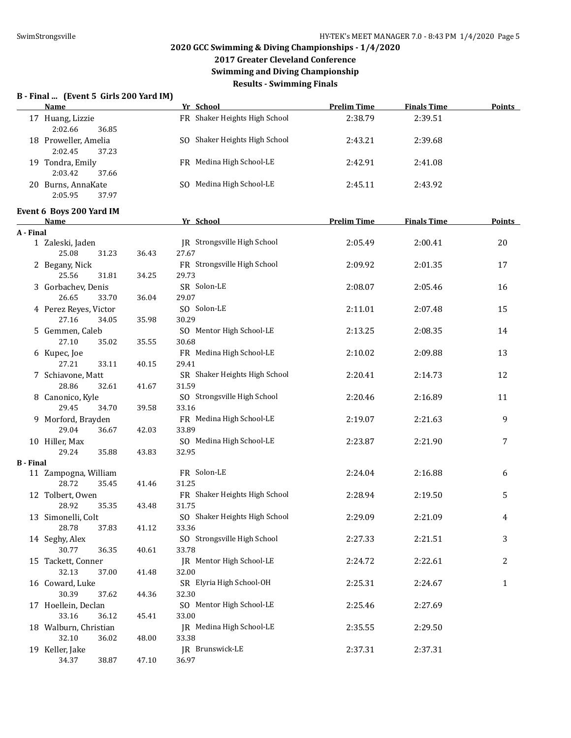# 2020 GCC Swimming & Diving Championships - 1/4/2020

## 2017 Greater Cleveland Conference

## Swimming and Diving Championship

## Results - Swimming Finals

### B - Final ... (Event 5 Girls 200 Yard IM)

| | Name | Yr | School | Prelim Time | Finals Time | Points |
|---|---|---|---|---|---|---|
| 17 | Huang, Lizzie | FR | Shaker Heights High School | 2:38.79 | 2:39.51 | |
| | 2:02.66 36.85 | | | | | |
| 18 | Proweller, Amelia | SO | Shaker Heights High School | 2:43.21 | 2:39.68 | |
| | 2:02.45 37.23 | | | | | |
| 19 | Tondra, Emily | FR | Medina High School-LE | 2:42.91 | 2:41.08 | |
| | 2:03.42 37.66 | | | | | |
| 20 | Burns, AnnaKate | SO | Medina High School-LE | 2:45.11 | 2:43.92 | |
| | 2:05.95 37.97 | | | | | |

### Event 6 Boys 200 Yard IM

| | Name | Yr | School | Prelim Time | Finals Time | Points |
|---|---|---|---|---|---|---|
| **A - Final** | | | | | | |
| 1 | Zaleski, Jaden | JR | Strongsville High School | 2:05.49 | 2:00.41 | 20 |
| | 25.08 31.23 36.43 27.67 | | | | | |
| 2 | Begany, Nick | FR | Strongsville High School | 2:09.92 | 2:01.35 | 17 |
| | 25.56 31.81 34.25 29.73 | | | | | |
| 3 | Gorbachev, Denis | SR | Solon-LE | 2:08.07 | 2:05.46 | 16 |
| | 26.65 33.70 36.04 29.07 | | | | | |
| 4 | Perez Reyes, Victor | SO | Solon-LE | 2:11.01 | 2:07.48 | 15 |
| | 27.16 34.05 35.98 30.29 | | | | | |
| 5 | Gemmen, Caleb | SO | Mentor High School-LE | 2:13.25 | 2:08.35 | 14 |
| | 27.10 35.02 35.55 30.68 | | | | | |
| 6 | Kupec, Joe | FR | Medina High School-LE | 2:10.02 | 2:09.88 | 13 |
| | 27.21 33.11 40.15 29.41 | | | | | |
| 7 | Schiavone, Matt | SR | Shaker Heights High School | 2:20.41 | 2:14.73 | 12 |
| | 28.86 32.61 41.67 31.59 | | | | | |
| 8 | Canonico, Kyle | SO | Strongsville High School | 2:20.46 | 2:16.89 | 11 |
| | 29.45 34.70 39.58 33.16 | | | | | |
| 9 | Morford, Brayden | FR | Medina High School-LE | 2:19.07 | 2:21.63 | 9 |
| | 29.04 36.67 42.03 33.89 | | | | | |
| 10 | Hiller, Max | SO | Medina High School-LE | 2:23.87 | 2:21.90 | 7 |
| | 29.24 35.88 43.83 32.95 | | | | | |
| **B - Final** | | | | | | |
| 11 | Zampogna, William | FR | Solon-LE | 2:24.04 | 2:16.88 | 6 |
| | 28.72 35.45 41.46 31.25 | | | | | |
| 12 | Tolbert, Owen | FR | Shaker Heights High School | 2:28.94 | 2:19.50 | 5 |
| | 28.92 35.35 43.48 31.75 | | | | | |
| 13 | Simonelli, Colt | SO | Shaker Heights High School | 2:29.09 | 2:21.09 | 4 |
| | 28.78 37.83 41.12 33.36 | | | | | |
| 14 | Seghy, Alex | SO | Strongsville High School | 2:27.33 | 2:21.51 | 3 |
| | 30.77 36.35 40.61 33.78 | | | | | |
| 15 | Tackett, Conner | JR | Mentor High School-LE | 2:24.72 | 2:22.61 | 2 |
| | 32.13 37.00 41.48 32.00 | | | | | |
| 16 | Coward, Luke | SR | Elyria High School-OH | 2:25.31 | 2:24.67 | 1 |
| | 30.39 37.62 44.36 32.30 | | | | | |
| 17 | Hoellein, Declan | SO | Mentor High School-LE | 2:25.46 | 2:27.69 | |
| | 33.16 36.12 45.41 33.00 | | | | | |
| 18 | Walburn, Christian | JR | Medina High School-LE | 2:35.55 | 2:29.50 | |
| | 32.10 36.02 48.00 33.38 | | | | | |
| 19 | Keller, Jake | JR | Brunswick-LE | 2:37.31 | 2:37.31 | |
| | 34.37 38.87 47.10 36.97 | | | | | |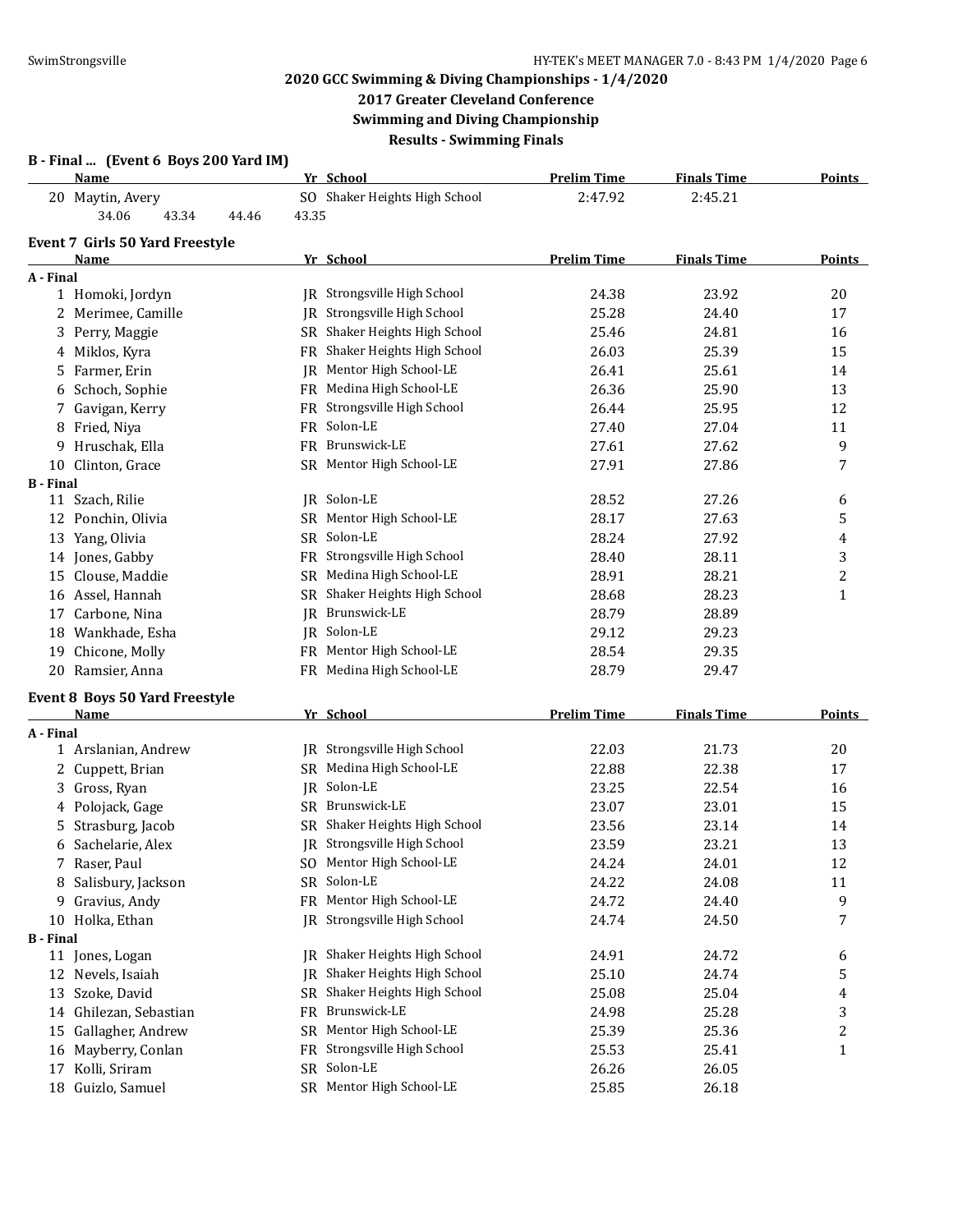# 2020 GCC Swimming & Diving Championships - 1/4/2020

## 2017 Greater Cleveland Conference

## Swimming and Diving Championship

## Results - Swimming Finals

### B - Final ... (Event 6 Boys 200 Yard IM)

| | Name | Yr | School | Prelim Time | Finals Time | Points |
|---|---|---|---|---|---|---|
| 20 | Maytin, Avery | SO | Shaker Heights High School | 2:47.92 | 2:45.21 | |
| | 34.06 43.34 44.46 43.35 | | | | | |

### Event 7 Girls 50 Yard Freestyle

| | Name | Yr | School | Prelim Time | Finals Time | Points |
|---|---|---|---|---|---|---|
| **A - Final** | | | | | | |
| 1 | Homoki, Jordyn | JR | Strongsville High School | 24.38 | 23.92 | 20 |
| 2 | Merimee, Camille | JR | Strongsville High School | 25.28 | 24.40 | 17 |
| 3 | Perry, Maggie | SR | Shaker Heights High School | 25.46 | 24.81 | 16 |
| 4 | Miklos, Kyra | FR | Shaker Heights High School | 26.03 | 25.39 | 15 |
| 5 | Farmer, Erin | JR | Mentor High School-LE | 26.41 | 25.61 | 14 |
| 6 | Schoch, Sophie | FR | Medina High School-LE | 26.36 | 25.90 | 13 |
| 7 | Gavigan, Kerry | FR | Strongsville High School | 26.44 | 25.95 | 12 |
| 8 | Fried, Niya | FR | Solon-LE | 27.40 | 27.04 | 11 |
| 9 | Hruschak, Ella | FR | Brunswick-LE | 27.61 | 27.62 | 9 |
| 10 | Clinton, Grace | SR | Mentor High School-LE | 27.91 | 27.86 | 7 |
| **B - Final** | | | | | | |
| 11 | Szach, Rilie | JR | Solon-LE | 28.52 | 27.26 | 6 |
| 12 | Ponchin, Olivia | SR | Mentor High School-LE | 28.17 | 27.63 | 5 |
| 13 | Yang, Olivia | SR | Solon-LE | 28.24 | 27.92 | 4 |
| 14 | Jones, Gabby | FR | Strongsville High School | 28.40 | 28.11 | 3 |
| 15 | Clouse, Maddie | SR | Medina High School-LE | 28.91 | 28.21 | 2 |
| 16 | Assel, Hannah | SR | Shaker Heights High School | 28.68 | 28.23 | 1 |
| 17 | Carbone, Nina | JR | Brunswick-LE | 28.79 | 28.89 | |
| 18 | Wankhade, Esha | JR | Solon-LE | 29.12 | 29.23 | |
| 19 | Chicone, Molly | FR | Mentor High School-LE | 28.54 | 29.35 | |
| 20 | Ramsier, Anna | FR | Medina High School-LE | 28.79 | 29.47 | |

### Event 8 Boys 50 Yard Freestyle

| | Name | Yr | School | Prelim Time | Finals Time | Points |
|---|---|---|---|---|---|---|
| **A - Final** | | | | | | |
| 1 | Arslanian, Andrew | JR | Strongsville High School | 22.03 | 21.73 | 20 |
| 2 | Cuppett, Brian | SR | Medina High School-LE | 22.88 | 22.38 | 17 |
| 3 | Gross, Ryan | JR | Solon-LE | 23.25 | 22.54 | 16 |
| 4 | Polojack, Gage | SR | Brunswick-LE | 23.07 | 23.01 | 15 |
| 5 | Strasburg, Jacob | SR | Shaker Heights High School | 23.56 | 23.14 | 14 |
| 6 | Sachelarie, Alex | JR | Strongsville High School | 23.59 | 23.21 | 13 |
| 7 | Raser, Paul | SO | Mentor High School-LE | 24.24 | 24.01 | 12 |
| 8 | Salisbury, Jackson | SR | Solon-LE | 24.22 | 24.08 | 11 |
| 9 | Gravius, Andy | FR | Mentor High School-LE | 24.72 | 24.40 | 9 |
| 10 | Holka, Ethan | JR | Strongsville High School | 24.74 | 24.50 | 7 |
| **B - Final** | | | | | | |
| 11 | Jones, Logan | JR | Shaker Heights High School | 24.91 | 24.72 | 6 |
| 12 | Nevels, Isaiah | JR | Shaker Heights High School | 25.10 | 24.74 | 5 |
| 13 | Szoke, David | SR | Shaker Heights High School | 25.08 | 25.04 | 4 |
| 14 | Ghilezan, Sebastian | FR | Brunswick-LE | 24.98 | 25.28 | 3 |
| 15 | Gallagher, Andrew | SR | Mentor High School-LE | 25.39 | 25.36 | 2 |
| 16 | Mayberry, Conlan | FR | Strongsville High School | 25.53 | 25.41 | 1 |
| 17 | Kolli, Sriram | SR | Solon-LE | 26.26 | 26.05 | |
| 18 | Guizlo, Samuel | SR | Mentor High School-LE | 25.85 | 26.18 | |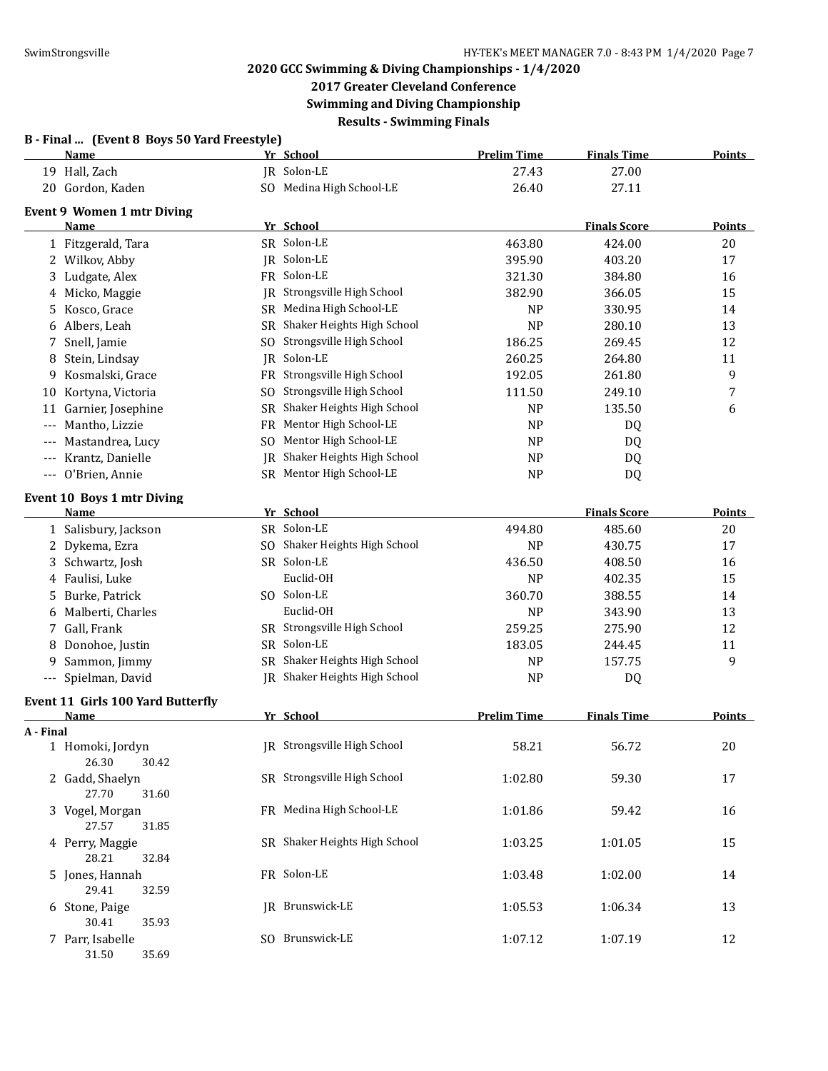## 2020 GCC Swimming & Diving Championships - 1/4/2020

## 2017 Greater Cleveland Conference

## Swimming and Diving Championship

## Results - Swimming Finals

### B - Final ... (Event 8 Boys 50 Yard Freestyle)

| | Name | Yr | School | Prelim Time | Finals Time | Points |
|---|---|---|---|---|---|---|
| 19 | Hall, Zach | JR | Solon-LE | 27.43 | 27.00 | |
| 20 | Gordon, Kaden | SO | Medina High School-LE | 26.40 | 27.11 | |

### Event 9 Women 1 mtr Diving

| | Name | Yr | School | | Finals Score | Points |
|---|---|---|---|---|---|---|
| 1 | Fitzgerald, Tara | SR | Solon-LE | 463.80 | 424.00 | 20 |
| 2 | Wilkov, Abby | JR | Solon-LE | 395.90 | 403.20 | 17 |
| 3 | Ludgate, Alex | FR | Solon-LE | 321.30 | 384.80 | 16 |
| 4 | Micko, Maggie | JR | Strongsville High School | 382.90 | 366.05 | 15 |
| 5 | Kosco, Grace | SR | Medina High School-LE | NP | 330.95 | 14 |
| 6 | Albers, Leah | SR | Shaker Heights High School | NP | 280.10 | 13 |
| 7 | Snell, Jamie | SO | Strongsville High School | 186.25 | 269.45 | 12 |
| 8 | Stein, Lindsay | JR | Solon-LE | 260.25 | 264.80 | 11 |
| 9 | Kosmalski, Grace | FR | Strongsville High School | 192.05 | 261.80 | 9 |
| 10 | Kortyna, Victoria | SO | Strongsville High School | 111.50 | 249.10 | 7 |
| 11 | Garnier, Josephine | SR | Shaker Heights High School | NP | 135.50 | 6 |
| --- | Mantho, Lizzie | FR | Mentor High School-LE | NP | DQ | |
| --- | Mastandrea, Lucy | SO | Mentor High School-LE | NP | DQ | |
| --- | Krantz, Danielle | JR | Shaker Heights High School | NP | DQ | |
| --- | O'Brien, Annie | SR | Mentor High School-LE | NP | DQ | |

### Event 10 Boys 1 mtr Diving

| | Name | Yr | School | | Finals Score | Points |
|---|---|---|---|---|---|---|
| 1 | Salisbury, Jackson | SR | Solon-LE | 494.80 | 485.60 | 20 |
| 2 | Dykema, Ezra | SO | Shaker Heights High School | NP | 430.75 | 17 |
| 3 | Schwartz, Josh | SR | Solon-LE | 436.50 | 408.50 | 16 |
| 4 | Faulisi, Luke | | Euclid-OH | NP | 402.35 | 15 |
| 5 | Burke, Patrick | SO | Solon-LE | 360.70 | 388.55 | 14 |
| 6 | Malberti, Charles | | Euclid-OH | NP | 343.90 | 13 |
| 7 | Gall, Frank | SR | Strongsville High School | 259.25 | 275.90 | 12 |
| 8 | Donohoe, Justin | SR | Solon-LE | 183.05 | 244.45 | 11 |
| 9 | Sammon, Jimmy | SR | Shaker Heights High School | NP | 157.75 | 9 |
| --- | Spielman, David | JR | Shaker Heights High School | NP | DQ | |

### Event 11 Girls 100 Yard Butterfly

| | Name | Yr | School | Prelim Time | Finals Time | Points |
|---|---|---|---|---|---|---|
| **A - Final** | | | | | | |
| 1 | Homoki, Jordyn<br>26.30 30.42 | JR | Strongsville High School | 58.21 | 56.72 | 20 |
| 2 | Gadd, Shaelyn<br>27.70 31.60 | SR | Strongsville High School | 1:02.80 | 59.30 | 17 |
| 3 | Vogel, Morgan<br>27.57 31.85 | FR | Medina High School-LE | 1:01.86 | 59.42 | 16 |
| 4 | Perry, Maggie<br>28.21 32.84 | SR | Shaker Heights High School | 1:03.25 | 1:01.05 | 15 |
| 5 | Jones, Hannah<br>29.41 32.59 | FR | Solon-LE | 1:03.48 | 1:02.00 | 14 |
| 6 | Stone, Paige<br>30.41 35.93 | JR | Brunswick-LE | 1:05.53 | 1:06.34 | 13 |
| 7 | Parr, Isabelle<br>31.50 35.69 | SO | Brunswick-LE | 1:07.12 | 1:07.19 | 12 |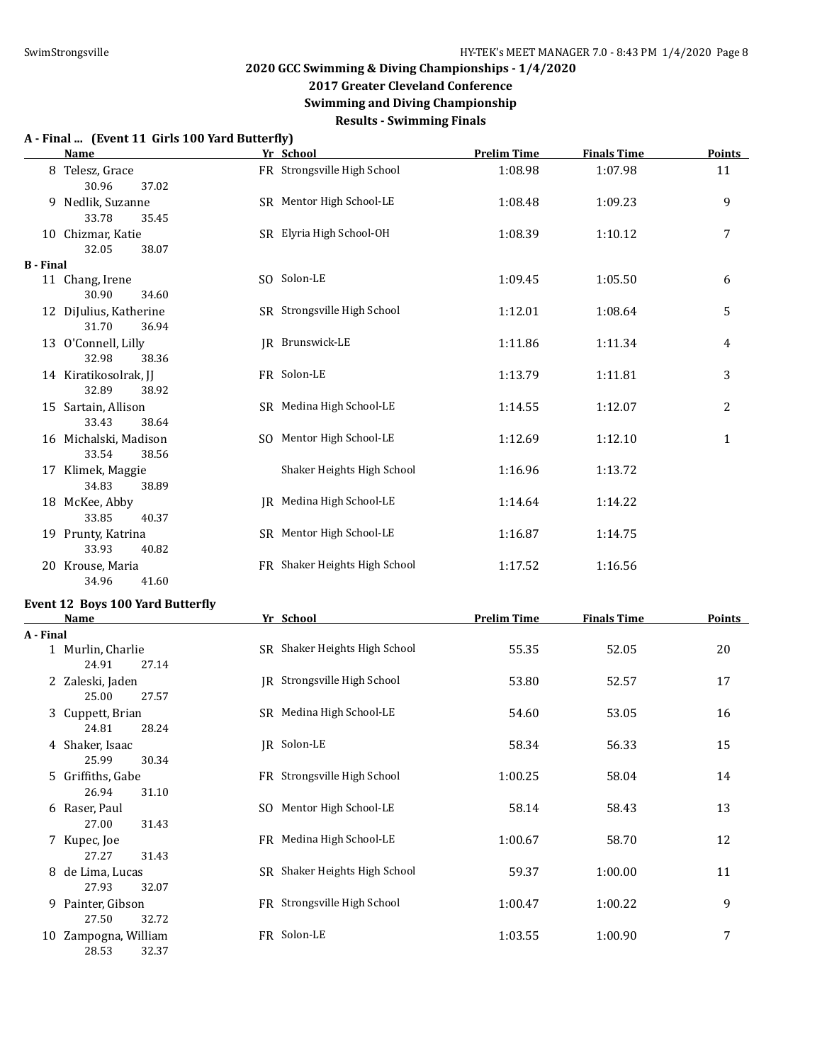## 2020 GCC Swimming & Diving Championships - 1/4/2020

### 2017 Greater Cleveland Conference

### Swimming and Diving Championship

### Results - Swimming Finals

**A - Final ... (Event 11 Girls 100 Yard Butterfly)**

| | Name | Yr | School | Prelim Time | Finals Time | Points |
|---|---|---|---|---|---|---|
| 8 | Telesz, Grace | FR | Strongsville High School | 1:08.98 | 1:07.98 | 11 |
| | 30.96 37.02 | | | | | |
| 9 | Nedlik, Suzanne | SR | Mentor High School-LE | 1:08.48 | 1:09.23 | 9 |
| | 33.78 35.45 | | | | | |
| 10 | Chizmar, Katie | SR | Elyria High School-OH | 1:08.39 | 1:10.12 | 7 |
| | 32.05 38.07 | | | | | |
| **B - Final** | | | | | | |
| 11 | Chang, Irene | SO | Solon-LE | 1:09.45 | 1:05.50 | 6 |
| | 30.90 34.60 | | | | | |
| 12 | DiJulius, Katherine | SR | Strongsville High School | 1:12.01 | 1:08.64 | 5 |
| | 31.70 36.94 | | | | | |
| 13 | O'Connell, Lilly | JR | Brunswick-LE | 1:11.86 | 1:11.34 | 4 |
| | 32.98 38.36 | | | | | |
| 14 | Kiratikosolrak, JJ | FR | Solon-LE | 1:13.79 | 1:11.81 | 3 |
| | 32.89 38.92 | | | | | |
| 15 | Sartain, Allison | SR | Medina High School-LE | 1:14.55 | 1:12.07 | 2 |
| | 33.43 38.64 | | | | | |
| 16 | Michalski, Madison | SO | Mentor High School-LE | 1:12.69 | 1:12.10 | 1 |
| | 33.54 38.56 | | | | | |
| 17 | Klimek, Maggie | | Shaker Heights High School | 1:16.96 | 1:13.72 | |
| | 34.83 38.89 | | | | | |
| 18 | McKee, Abby | JR | Medina High School-LE | 1:14.64 | 1:14.22 | |
| | 33.85 40.37 | | | | | |
| 19 | Prunty, Katrina | SR | Mentor High School-LE | 1:16.87 | 1:14.75 | |
| | 33.93 40.82 | | | | | |
| 20 | Krouse, Maria | FR | Shaker Heights High School | 1:17.52 | 1:16.56 | |
| | 34.96 41.60 | | | | | |

**Event 12 Boys 100 Yard Butterfly**

| | Name | Yr | School | Prelim Time | Finals Time | Points |
|---|---|---|---|---|---|---|
| **A - Final** | | | | | | |
| 1 | Murlin, Charlie | SR | Shaker Heights High School | 55.35 | 52.05 | 20 |
| | 24.91 27.14 | | | | | |
| 2 | Zaleski, Jaden | JR | Strongsville High School | 53.80 | 52.57 | 17 |
| | 25.00 27.57 | | | | | |
| 3 | Cuppett, Brian | SR | Medina High School-LE | 54.60 | 53.05 | 16 |
| | 24.81 28.24 | | | | | |
| 4 | Shaker, Isaac | JR | Solon-LE | 58.34 | 56.33 | 15 |
| | 25.99 30.34 | | | | | |
| 5 | Griffiths, Gabe | FR | Strongsville High School | 1:00.25 | 58.04 | 14 |
| | 26.94 31.10 | | | | | |
| 6 | Raser, Paul | SO | Mentor High School-LE | 58.14 | 58.43 | 13 |
| | 27.00 31.43 | | | | | |
| 7 | Kupec, Joe | FR | Medina High School-LE | 1:00.67 | 58.70 | 12 |
| | 27.27 31.43 | | | | | |
| 8 | de Lima, Lucas | SR | Shaker Heights High School | 59.37 | 1:00.00 | 11 |
| | 27.93 32.07 | | | | | |
| 9 | Painter, Gibson | FR | Strongsville High School | 1:00.47 | 1:00.22 | 9 |
| | 27.50 32.72 | | | | | |
| 10 | Zampogna, William | FR | Solon-LE | 1:03.55 | 1:00.90 | 7 |
| | 28.53 32.37 | | | | | |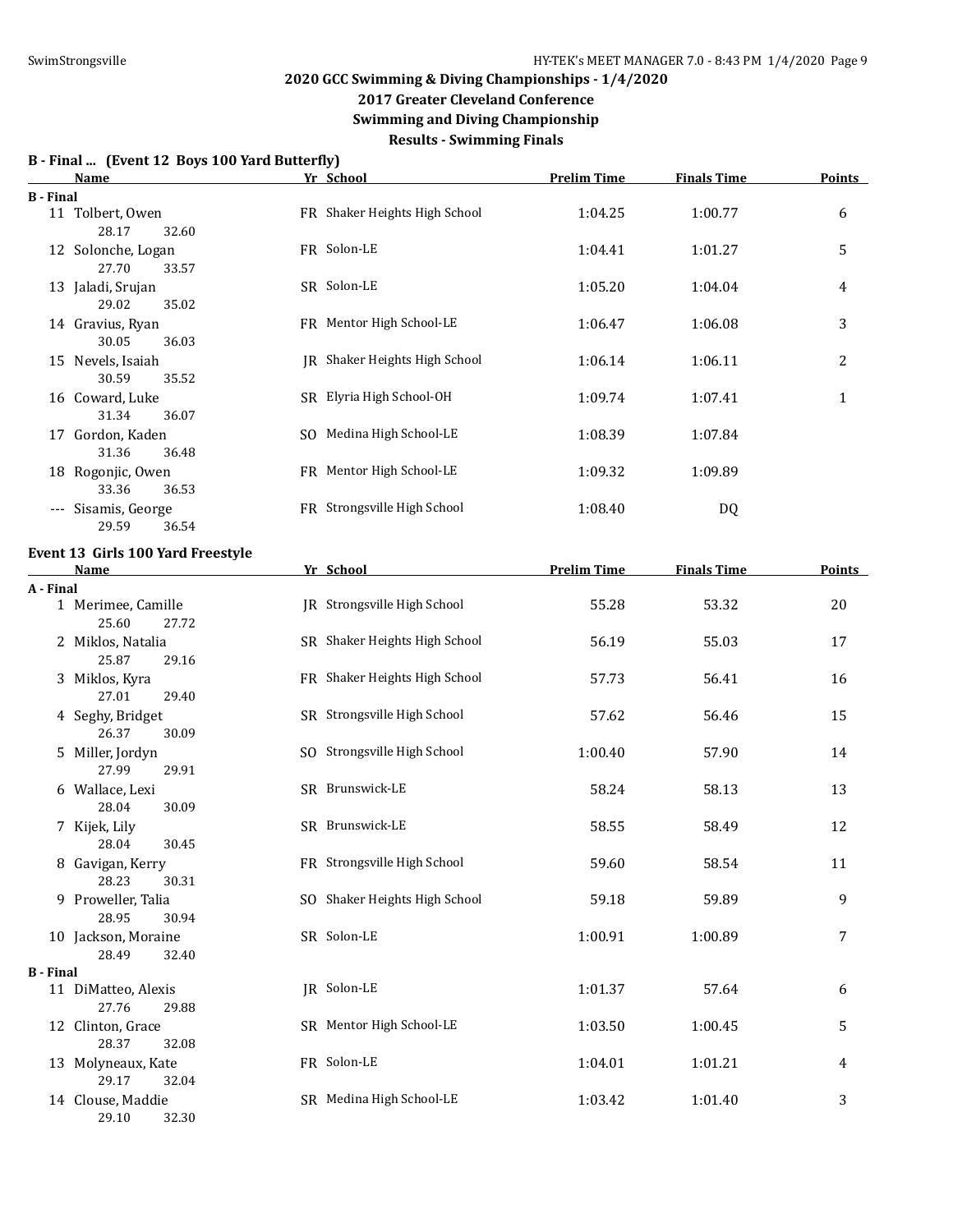## 2020 GCC Swimming & Diving Championships - 1/4/2020

### 2017 Greater Cleveland Conference

### Swimming and Diving Championship

### Results - Swimming Finals

**B - Final ... (Event 12 Boys 100 Yard Butterfly)**

| | Name | Yr | School | Prelim Time | Finals Time | Points |
|---|---|---|---|---|---|---|
| **B - Final** | | | | | | |
| 11 | Tolbert, Owen | FR | Shaker Heights High School | 1:04.25 | 1:00.77 | 6 |
| | 28.17 32.60 | | | | | |
| 12 | Solonche, Logan | FR | Solon-LE | 1:04.41 | 1:01.27 | 5 |
| | 27.70 33.57 | | | | | |
| 13 | Jaladi, Srujan | SR | Solon-LE | 1:05.20 | 1:04.04 | 4 |
| | 29.02 35.02 | | | | | |
| 14 | Gravius, Ryan | FR | Mentor High School-LE | 1:06.47 | 1:06.08 | 3 |
| | 30.05 36.03 | | | | | |
| 15 | Nevels, Isaiah | JR | Shaker Heights High School | 1:06.14 | 1:06.11 | 2 |
| | 30.59 35.52 | | | | | |
| 16 | Coward, Luke | SR | Elyria High School-OH | 1:09.74 | 1:07.41 | 1 |
| | 31.34 36.07 | | | | | |
| 17 | Gordon, Kaden | SO | Medina High School-LE | 1:08.39 | 1:07.84 | |
| | 31.36 36.48 | | | | | |
| 18 | Rogonjic, Owen | FR | Mentor High School-LE | 1:09.32 | 1:09.89 | |
| | 33.36 36.53 | | | | | |
| --- | Sisamis, George | FR | Strongsville High School | 1:08.40 | DQ | |
| | 29.59 36.54 | | | | | |

**Event 13 Girls 100 Yard Freestyle**

| | Name | Yr | School | Prelim Time | Finals Time | Points |
|---|---|---|---|---|---|---|
| **A - Final** | | | | | | |
| 1 | Merimee, Camille | JR | Strongsville High School | 55.28 | 53.32 | 20 |
| | 25.60 27.72 | | | | | |
| 2 | Miklos, Natalia | SR | Shaker Heights High School | 56.19 | 55.03 | 17 |
| | 25.87 29.16 | | | | | |
| 3 | Miklos, Kyra | FR | Shaker Heights High School | 57.73 | 56.41 | 16 |
| | 27.01 29.40 | | | | | |
| 4 | Seghy, Bridget | SR | Strongsville High School | 57.62 | 56.46 | 15 |
| | 26.37 30.09 | | | | | |
| 5 | Miller, Jordyn | SO | Strongsville High School | 1:00.40 | 57.90 | 14 |
| | 27.99 29.91 | | | | | |
| 6 | Wallace, Lexi | SR | Brunswick-LE | 58.24 | 58.13 | 13 |
| | 28.04 30.09 | | | | | |
| 7 | Kijek, Lily | SR | Brunswick-LE | 58.55 | 58.49 | 12 |
| | 28.04 30.45 | | | | | |
| 8 | Gavigan, Kerry | FR | Strongsville High School | 59.60 | 58.54 | 11 |
| | 28.23 30.31 | | | | | |
| 9 | Proweller, Talia | SO | Shaker Heights High School | 59.18 | 59.89 | 9 |
| | 28.95 30.94 | | | | | |
| 10 | Jackson, Moraine | SR | Solon-LE | 1:00.91 | 1:00.89 | 7 |
| | 28.49 32.40 | | | | | |
| **B - Final** | | | | | | |
| 11 | DiMatteo, Alexis | JR | Solon-LE | 1:01.37 | 57.64 | 6 |
| | 27.76 29.88 | | | | | |
| 12 | Clinton, Grace | SR | Mentor High School-LE | 1:03.50 | 1:00.45 | 5 |
| | 28.37 32.08 | | | | | |
| 13 | Molyneaux, Kate | FR | Solon-LE | 1:04.01 | 1:01.21 | 4 |
| | 29.17 32.04 | | | | | |
| 14 | Clouse, Maddie | SR | Medina High School-LE | 1:03.42 | 1:01.40 | 3 |
| | 29.10 32.30 | | | | | |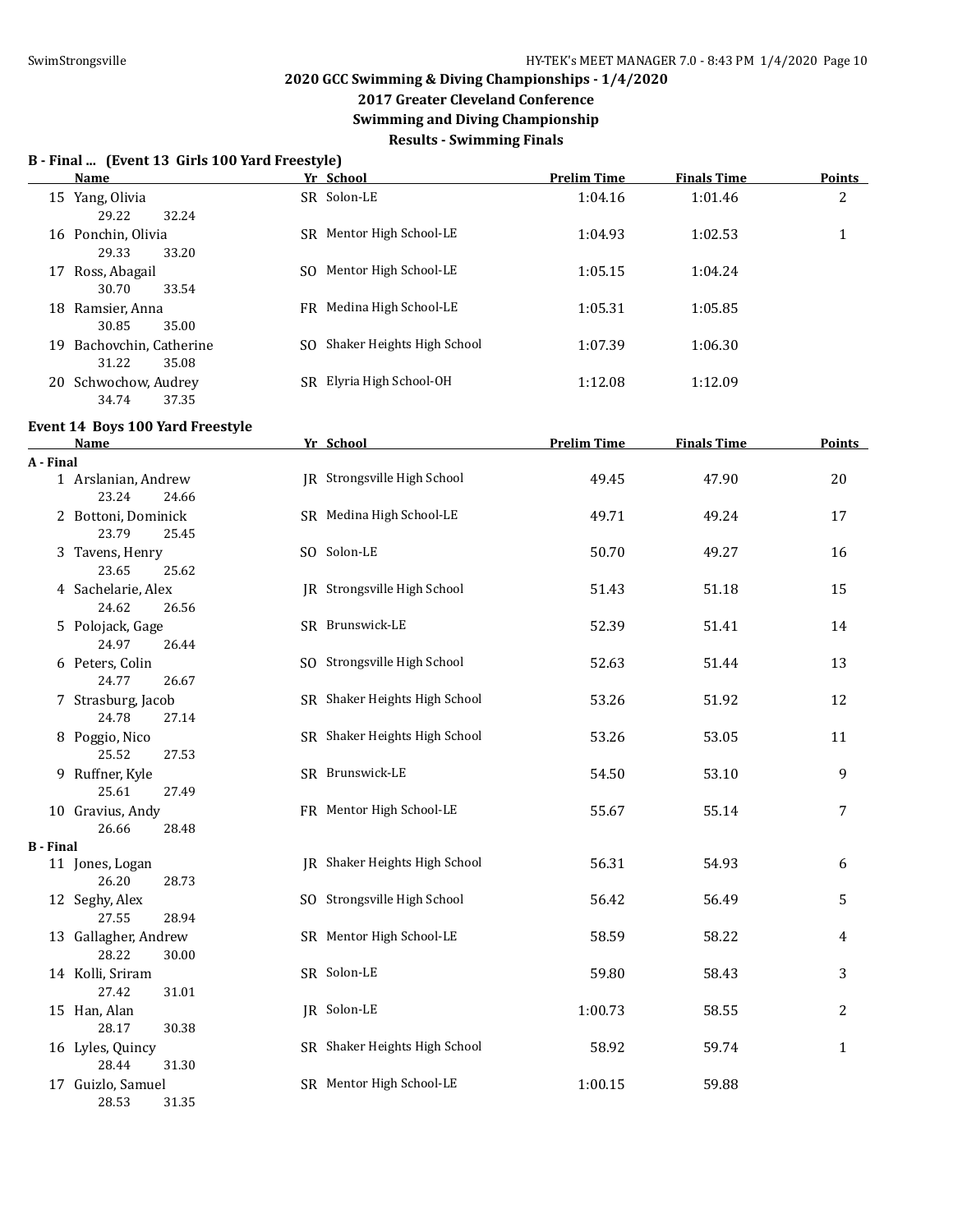## 2020 GCC Swimming & Diving Championships - 1/4/2020

### 2017 Greater Cleveland Conference

### Swimming and Diving Championship

### Results - Swimming Finals

**B - Final ... (Event 13 Girls 100 Yard Freestyle)**

| | Name | Yr | School | Prelim Time | Finals Time | Points |
|---|---|---|---|---|---|---|
| 15 | Yang, Olivia | SR | Solon-LE | 1:04.16 | 1:01.46 | 2 |
| | 29.22 32.24 | | | | | |
| 16 | Ponchin, Olivia | SR | Mentor High School-LE | 1:04.93 | 1:02.53 | 1 |
| | 29.33 33.20 | | | | | |
| 17 | Ross, Abagail | SO | Mentor High School-LE | 1:05.15 | 1:04.24 | |
| | 30.70 33.54 | | | | | |
| 18 | Ramsier, Anna | FR | Medina High School-LE | 1:05.31 | 1:05.85 | |
| | 30.85 35.00 | | | | | |
| 19 | Bachovchin, Catherine | SO | Shaker Heights High School | 1:07.39 | 1:06.30 | |
| | 31.22 35.08 | | | | | |
| 20 | Schwochow, Audrey | SR | Elyria High School-OH | 1:12.08 | 1:12.09 | |
| | 34.74 37.35 | | | | | |

**Event 14 Boys 100 Yard Freestyle**

| | Name | Yr | School | Prelim Time | Finals Time | Points |
|---|---|---|---|---|---|---|
| **A - Final** | | | | | | |
| 1 | Arslanian, Andrew | JR | Strongsville High School | 49.45 | 47.90 | 20 |
| | 23.24 24.66 | | | | | |
| 2 | Bottoni, Dominick | SR | Medina High School-LE | 49.71 | 49.24 | 17 |
| | 23.79 25.45 | | | | | |
| 3 | Tavens, Henry | SO | Solon-LE | 50.70 | 49.27 | 16 |
| | 23.65 25.62 | | | | | |
| 4 | Sachelarie, Alex | JR | Strongsville High School | 51.43 | 51.18 | 15 |
| | 24.62 26.56 | | | | | |
| 5 | Polojack, Gage | SR | Brunswick-LE | 52.39 | 51.41 | 14 |
| | 24.97 26.44 | | | | | |
| 6 | Peters, Colin | SO | Strongsville High School | 52.63 | 51.44 | 13 |
| | 24.77 26.67 | | | | | |
| 7 | Strasburg, Jacob | SR | Shaker Heights High School | 53.26 | 51.92 | 12 |
| | 24.78 27.14 | | | | | |
| 8 | Poggio, Nico | SR | Shaker Heights High School | 53.26 | 53.05 | 11 |
| | 25.52 27.53 | | | | | |
| 9 | Ruffner, Kyle | SR | Brunswick-LE | 54.50 | 53.10 | 9 |
| | 25.61 27.49 | | | | | |
| 10 | Gravius, Andy | FR | Mentor High School-LE | 55.67 | 55.14 | 7 |
| | 26.66 28.48 | | | | | |
| **B - Final** | | | | | | |
| 11 | Jones, Logan | JR | Shaker Heights High School | 56.31 | 54.93 | 6 |
| | 26.20 28.73 | | | | | |
| 12 | Seghy, Alex | SO | Strongsville High School | 56.42 | 56.49 | 5 |
| | 27.55 28.94 | | | | | |
| 13 | Gallagher, Andrew | SR | Mentor High School-LE | 58.59 | 58.22 | 4 |
| | 28.22 30.00 | | | | | |
| 14 | Kolli, Sriram | SR | Solon-LE | 59.80 | 58.43 | 3 |
| | 27.42 31.01 | | | | | |
| 15 | Han, Alan | JR | Solon-LE | 1:00.73 | 58.55 | 2 |
| | 28.17 30.38 | | | | | |
| 16 | Lyles, Quincy | SR | Shaker Heights High School | 58.92 | 59.74 | 1 |
| | 28.44 31.30 | | | | | |
| 17 | Guizlo, Samuel | SR | Mentor High School-LE | 1:00.15 | 59.88 | |
| | 28.53 31.35 | | | | | |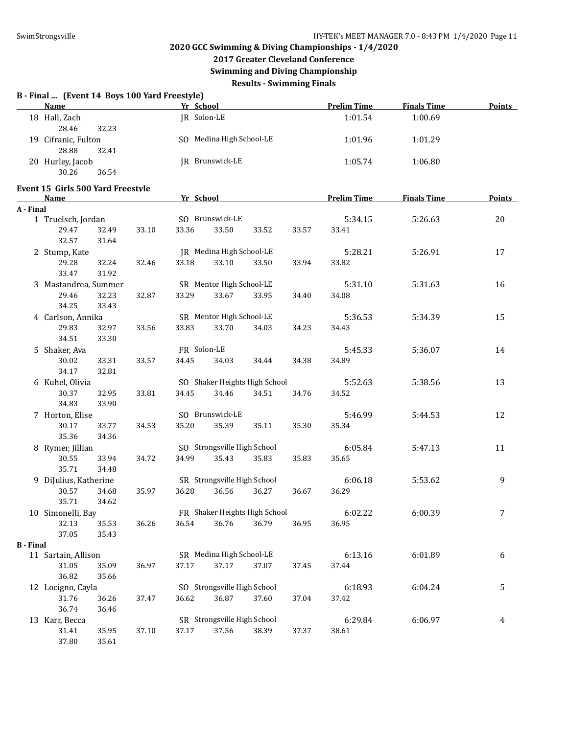## 2020 GCC Swimming & Diving Championships - 1/4/2020

### 2017 Greater Cleveland Conference

### Swimming and Diving Championship

### Results - Swimming Finals

**B - Final ... (Event 14 Boys 100 Yard Freestyle)**

| | Name | Yr | School | Prelim Time | Finals Time | Points |
|---|---|---|---|---|---|---|
| 18 | Hall, Zach | JR | Solon-LE | 1:01.54 | 1:00.69 | |
| | 28.46 32.23 | | | | | |
| 19 | Cifranic, Fulton | SO | Medina High School-LE | 1:01.96 | 1:01.29 | |
| | 28.88 32.41 | | | | | |
| 20 | Hurley, Jacob | JR | Brunswick-LE | 1:05.74 | 1:06.80 | |
| | 30.26 36.54 | | | | | |

**Event 15 Girls 500 Yard Freestyle**

| | Name | Yr | School | Prelim Time | Finals Time | Points |
|---|---|---|---|---|---|---|
| **A - Final** | | | | | | |
| 1 | Truelsch, Jordan | SO | Brunswick-LE | 5:34.15 | 5:26.63 | 20 |
| | 29.47 32.49 33.10 33.36 33.50 33.52 33.57 33.41 32.57 31.64 | | | | | |
| 2 | Stump, Kate | JR | Medina High School-LE | 5:28.21 | 5:26.91 | 17 |
| | 29.28 32.24 32.46 33.18 33.10 33.50 33.94 33.82 33.47 31.92 | | | | | |
| 3 | Mastandrea, Summer | SR | Mentor High School-LE | 5:31.10 | 5:31.63 | 16 |
| | 29.46 32.23 32.87 33.29 33.67 33.95 34.40 34.08 34.25 33.43 | | | | | |
| 4 | Carlson, Annika | SR | Mentor High School-LE | 5:36.53 | 5:34.39 | 15 |
| | 29.83 32.97 33.56 33.83 33.70 34.03 34.23 34.43 34.51 33.30 | | | | | |
| 5 | Shaker, Ava | FR | Solon-LE | 5:45.33 | 5:36.07 | 14 |
| | 30.02 33.31 33.57 34.45 34.03 34.44 34.38 34.89 34.17 32.81 | | | | | |
| 6 | Kuhel, Olivia | SO | Shaker Heights High School | 5:52.63 | 5:38.56 | 13 |
| | 30.37 32.95 33.81 34.45 34.46 34.51 34.76 34.52 34.83 33.90 | | | | | |
| 7 | Horton, Elise | SO | Brunswick-LE | 5:46.99 | 5:44.53 | 12 |
| | 30.17 33.77 34.53 35.20 35.39 35.11 35.30 35.34 35.36 34.36 | | | | | |
| 8 | Rymer, Jillian | SO | Strongsville High School | 6:05.84 | 5:47.13 | 11 |
| | 30.55 33.94 34.72 34.99 35.43 35.83 35.83 35.65 35.71 34.48 | | | | | |
| 9 | DiJulius, Katherine | SR | Strongsville High School | 6:06.18 | 5:53.62 | 9 |
| | 30.57 34.68 35.97 36.28 36.56 36.27 36.67 36.29 35.71 34.62 | | | | | |
| 10 | Simonelli, Bay | FR | Shaker Heights High School | 6:02.22 | 6:00.39 | 7 |
| | 32.13 35.53 36.26 36.54 36.76 36.79 36.95 36.95 37.05 35.43 | | | | | |
| **B - Final** | | | | | | |
| 11 | Sartain, Allison | SR | Medina High School-LE | 6:13.16 | 6:01.89 | 6 |
| | 31.05 35.09 36.97 37.17 37.17 37.07 37.45 37.44 36.82 35.66 | | | | | |
| 12 | Locigno, Cayla | SO | Strongsville High School | 6:18.93 | 6:04.24 | 5 |
| | 31.76 36.26 37.47 36.62 36.87 37.60 37.04 37.42 36.74 36.46 | | | | | |
| 13 | Karr, Becca | SR | Strongsville High School | 6:29.84 | 6:06.97 | 4 |
| | 31.41 35.95 37.10 37.17 37.56 38.39 37.37 38.61 37.80 35.61 | | | | | |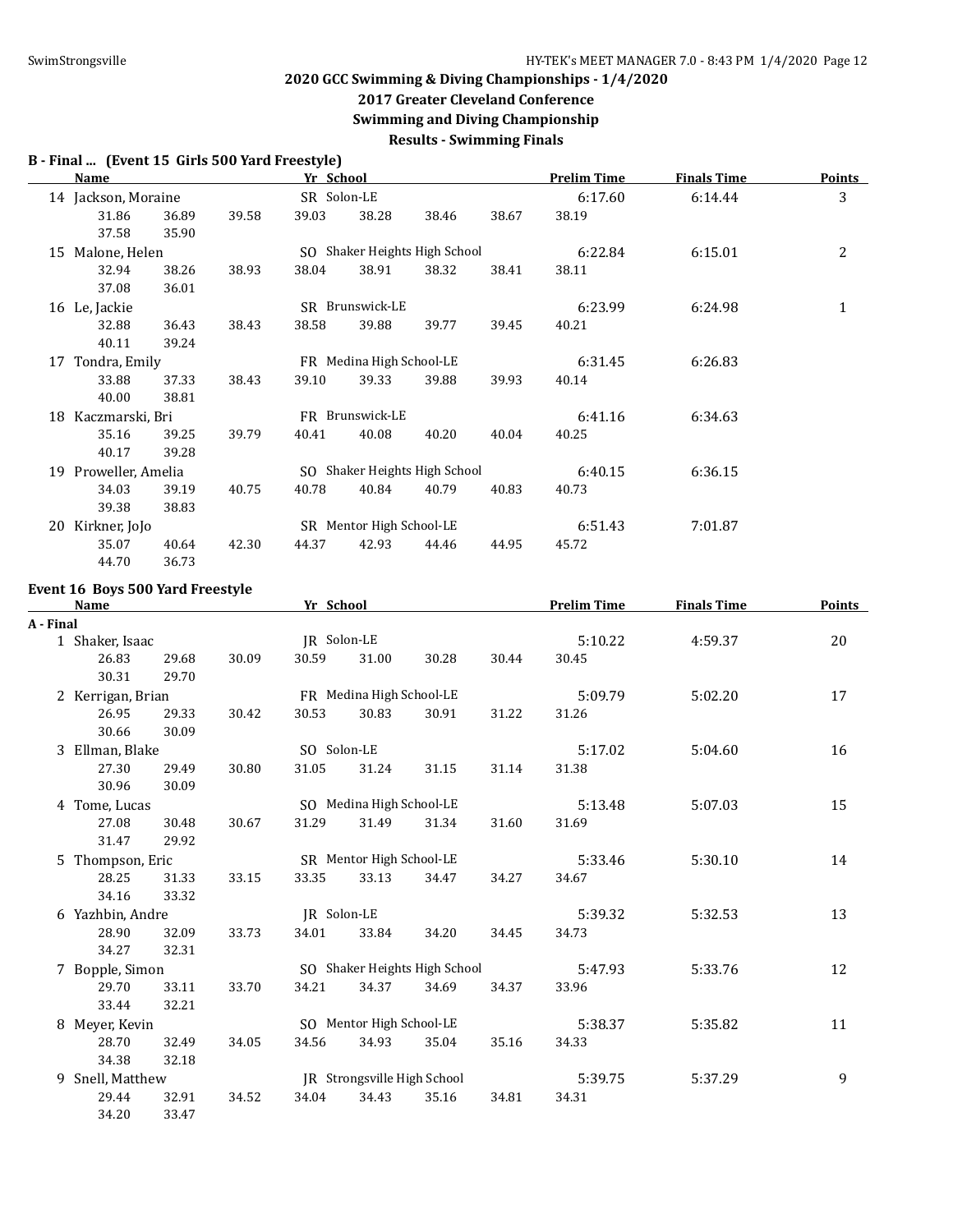## 2020 GCC Swimming & Diving Championships - 1/4/2020

### 2017 Greater Cleveland Conference

### Swimming and Diving Championship

### Results - Swimming Finals

**B - Final ... (Event 15 Girls 500 Yard Freestyle)**

| | Name | Yr | School | Prelim Time | Finals Time | Points |
|---|---|---|---|---|---|---|
| 14 | Jackson, Moraine | SR | Solon-LE | 6:17.60 | 6:14.44 | 3 |
| | 31.86 36.89 39.58 39.03 38.28 38.46 38.67 38.19 37.58 35.90 | | | | | |
| 15 | Malone, Helen | SO | Shaker Heights High School | 6:22.84 | 6:15.01 | 2 |
| | 32.94 38.26 38.93 38.04 38.91 38.32 38.41 38.11 37.08 36.01 | | | | | |
| 16 | Le, Jackie | SR | Brunswick-LE | 6:23.99 | 6:24.98 | 1 |
| | 32.88 36.43 38.43 38.58 39.88 39.77 39.45 40.21 40.11 39.24 | | | | | |
| 17 | Tondra, Emily | FR | Medina High School-LE | 6:31.45 | 6:26.83 | |
| | 33.88 37.33 38.43 39.10 39.33 39.88 39.93 40.14 40.00 38.81 | | | | | |
| 18 | Kaczmarski, Bri | FR | Brunswick-LE | 6:41.16 | 6:34.63 | |
| | 35.16 39.25 39.79 40.41 40.08 40.20 40.04 40.25 40.17 39.28 | | | | | |
| 19 | Proweller, Amelia | SO | Shaker Heights High School | 6:40.15 | 6:36.15 | |
| | 34.03 39.19 40.75 40.78 40.84 40.79 40.83 40.73 39.38 38.83 | | | | | |
| 20 | Kirkner, JoJo | SR | Mentor High School-LE | 6:51.43 | 7:01.87 | |
| | 35.07 40.64 42.30 44.37 42.93 44.46 44.95 45.72 44.70 36.73 | | | | | |

**Event 16 Boys 500 Yard Freestyle**

**A - Final**

| | Name | Yr | School | Prelim Time | Finals Time | Points |
|---|---|---|---|---|---|---|
| 1 | Shaker, Isaac | JR | Solon-LE | 5:10.22 | 4:59.37 | 20 |
| | 26.83 29.68 30.09 30.59 31.00 30.28 30.44 30.45 30.31 29.70 | | | | | |
| 2 | Kerrigan, Brian | FR | Medina High School-LE | 5:09.79 | 5:02.20 | 17 |
| | 26.95 29.33 30.42 30.53 30.83 30.91 31.22 31.26 30.66 30.09 | | | | | |
| 3 | Ellman, Blake | SO | Solon-LE | 5:17.02 | 5:04.60 | 16 |
| | 27.30 29.49 30.80 31.05 31.24 31.15 31.14 31.38 30.96 30.09 | | | | | |
| 4 | Tome, Lucas | SO | Medina High School-LE | 5:13.48 | 5:07.03 | 15 |
| | 27.08 30.48 30.67 31.29 31.49 31.34 31.60 31.69 31.47 29.92 | | | | | |
| 5 | Thompson, Eric | SR | Mentor High School-LE | 5:33.46 | 5:30.10 | 14 |
| | 28.25 31.33 33.15 33.35 33.13 34.47 34.27 34.67 34.16 33.32 | | | | | |
| 6 | Yazhbin, Andre | JR | Solon-LE | 5:39.32 | 5:32.53 | 13 |
| | 28.90 32.09 33.73 34.01 33.84 34.20 34.45 34.73 34.27 32.31 | | | | | |
| 7 | Bopple, Simon | SO | Shaker Heights High School | 5:47.93 | 5:33.76 | 12 |
| | 29.70 33.11 33.70 34.21 34.37 34.69 34.37 33.96 33.44 32.21 | | | | | |
| 8 | Meyer, Kevin | SO | Mentor High School-LE | 5:38.37 | 5:35.82 | 11 |
| | 28.70 32.49 34.05 34.56 34.93 35.04 35.16 34.33 34.38 32.18 | | | | | |
| 9 | Snell, Matthew | JR | Strongsville High School | 5:39.75 | 5:37.29 | 9 |
| | 29.44 32.91 34.52 34.04 34.43 35.16 34.81 34.31 34.20 33.47 | | | | | |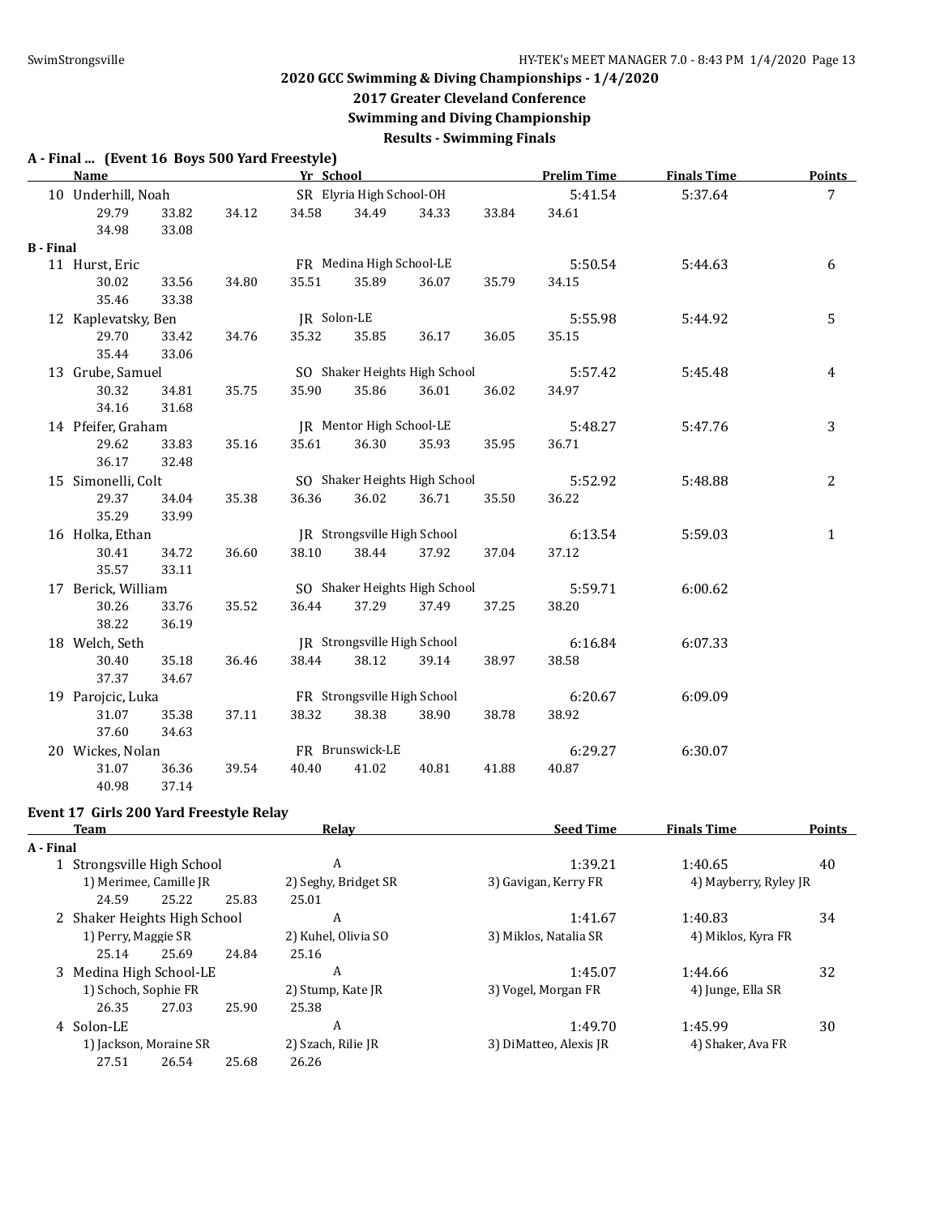## 2020 GCC Swimming & Diving Championships - 1/4/2020

### 2017 Greater Cleveland Conference

### Swimming and Diving Championship

### Results - Swimming Finals

**A - Final ... (Event 16 Boys 500 Yard Freestyle)**

| | Name | Yr | School | Prelim Time | Finals Time | Points |
|---|---|---|---|---|---|---|
| 10 | Underhill, Noah | SR | Elyria High School-OH | 5:41.54 | 5:37.64 | 7 |
| | 29.79 33.82 34.12 34.58 34.49 34.33 33.84 34.61 34.98 33.08 | | | | | |

**B - Final**

| | Name | Yr | School | Prelim Time | Finals Time | Points |
|---|---|---|---|---|---|---|
| 11 | Hurst, Eric | FR | Medina High School-LE | 5:50.54 | 5:44.63 | 6 |
| | 30.02 33.56 34.80 35.51 35.89 36.07 35.79 34.15 35.46 33.38 | | | | | |
| 12 | Kaplevatsky, Ben | JR | Solon-LE | 5:55.98 | 5:44.92 | 5 |
| | 29.70 33.42 34.76 35.32 35.85 36.17 36.05 35.15 35.44 33.06 | | | | | |
| 13 | Grube, Samuel | SO | Shaker Heights High School | 5:57.42 | 5:45.48 | 4 |
| | 30.32 34.81 35.75 35.90 35.86 36.01 36.02 34.97 34.16 31.68 | | | | | |
| 14 | Pfeifer, Graham | JR | Mentor High School-LE | 5:48.27 | 5:47.76 | 3 |
| | 29.62 33.83 35.16 35.61 36.30 35.93 35.95 36.71 36.17 32.48 | | | | | |
| 15 | Simonelli, Colt | SO | Shaker Heights High School | 5:52.92 | 5:48.88 | 2 |
| | 29.37 34.04 35.38 36.36 36.02 36.71 35.50 36.22 35.29 33.99 | | | | | |
| 16 | Holka, Ethan | JR | Strongsville High School | 6:13.54 | 5:59.03 | 1 |
| | 30.41 34.72 36.60 38.10 38.44 37.92 37.04 37.12 35.57 33.11 | | | | | |
| 17 | Berick, William | SO | Shaker Heights High School | 5:59.71 | 6:00.62 | |
| | 30.26 33.76 35.52 36.44 37.29 37.49 37.25 38.20 38.22 36.19 | | | | | |
| 18 | Welch, Seth | JR | Strongsville High School | 6:16.84 | 6:07.33 | |
| | 30.40 35.18 36.46 38.44 38.12 39.14 38.97 38.58 37.37 34.67 | | | | | |
| 19 | Parojcic, Luka | FR | Strongsville High School | 6:20.67 | 6:09.09 | |
| | 31.07 35.38 37.11 38.32 38.38 38.90 38.78 38.92 37.60 34.63 | | | | | |
| 20 | Wickes, Nolan | FR | Brunswick-LE | 6:29.27 | 6:30.07 | |
| | 31.07 36.36 39.54 40.40 41.02 40.81 41.88 40.87 40.98 37.14 | | | | | |

**Event 17 Girls 200 Yard Freestyle Relay**

**A - Final**

| | Team | Relay | Seed Time | Finals Time | Points |
|---|---|---|---|---|---|
| 1 | Strongsville High School | A | 1:39.21 | 1:40.65 | 40 |
| | 1) Merimee, Camille JR; 2) Seghy, Bridget SR; 3) Gavigan, Kerry FR; 4) Mayberry, Ryley JR | | | | |
| | 24.59 25.22 25.83 25.01 | | | | |
| 2 | Shaker Heights High School | A | 1:41.67 | 1:40.83 | 34 |
| | 1) Perry, Maggie SR; 2) Kuhel, Olivia SO; 3) Miklos, Natalia SR; 4) Miklos, Kyra FR | | | | |
| | 25.14 25.69 24.84 25.16 | | | | |
| 3 | Medina High School-LE | A | 1:45.07 | 1:44.66 | 32 |
| | 1) Schoch, Sophie FR; 2) Stump, Kate JR; 3) Vogel, Morgan FR; 4) Junge, Ella SR | | | | |
| | 26.35 27.03 25.90 25.38 | | | | |
| 4 | Solon-LE | A | 1:49.70 | 1:45.99 | 30 |
| | 1) Jackson, Moraine SR; 2) Szach, Rilie JR; 3) DiMatteo, Alexis JR; 4) Shaker, Ava FR | | | | |
| | 27.51 26.54 25.68 26.26 | | | | |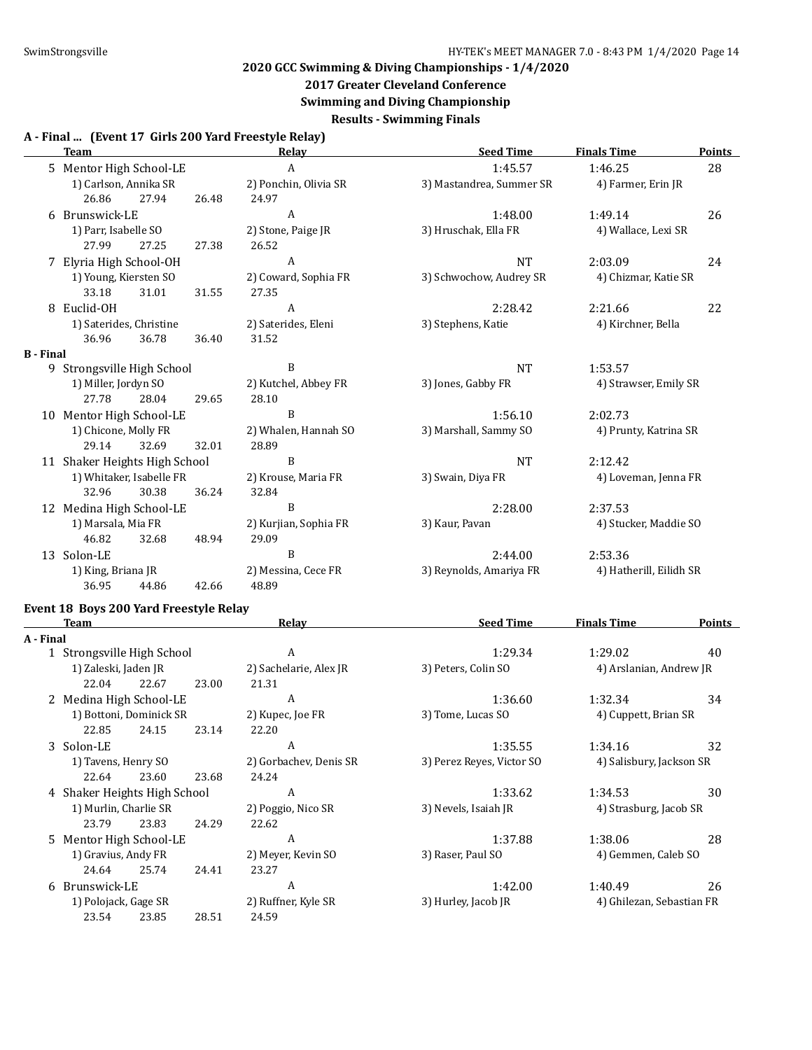## 2020 GCC Swimming & Diving Championships - 1/4/2020

### 2017 Greater Cleveland Conference

### Swimming and Diving Championship

### Results - Swimming Finals

**A - Final ... (Event 17 Girls 200 Yard Freestyle Relay)**

| | Team | Relay | Seed Time | Finals Time | Points |
|---|---|---|---|---|---|
| 5 | Mentor High School-LE | A | 1:45.57 | 1:46.25 | 28 |
| | 1) Carlson, Annika SR | 2) Ponchin, Olivia SR | 3) Mastandrea, Summer SR | 4) Farmer, Erin JR | |
| | 26.86 27.94 26.48 | 24.97 | | | |
| 6 | Brunswick-LE | A | 1:48.00 | 1:49.14 | 26 |
| | 1) Parr, Isabelle SO | 2) Stone, Paige JR | 3) Hruschak, Ella FR | 4) Wallace, Lexi SR | |
| | 27.99 27.25 27.38 | 26.52 | | | |
| 7 | Elyria High School-OH | A | NT | 2:03.09 | 24 |
| | 1) Young, Kiersten SO | 2) Coward, Sophia FR | 3) Schwochow, Audrey SR | 4) Chizmar, Katie SR | |
| | 33.18 31.01 31.55 | 27.35 | | | |
| 8 | Euclid-OH | A | 2:28.42 | 2:21.66 | 22 |
| | 1) Saterides, Christine | 2) Saterides, Eleni | 3) Stephens, Katie | 4) Kirchner, Bella | |
| | 36.96 36.78 36.40 | 31.52 | | | |
| **B - Final** | | | | | |
| 9 | Strongsville High School | B | NT | 1:53.57 | |
| | 1) Miller, Jordyn SO | 2) Kutchel, Abbey FR | 3) Jones, Gabby FR | 4) Strawser, Emily SR | |
| | 27.78 28.04 29.65 | 28.10 | | | |
| 10 | Mentor High School-LE | B | 1:56.10 | 2:02.73 | |
| | 1) Chicone, Molly FR | 2) Whalen, Hannah SO | 3) Marshall, Sammy SO | 4) Prunty, Katrina SR | |
| | 29.14 32.69 32.01 | 28.89 | | | |
| 11 | Shaker Heights High School | B | NT | 2:12.42 | |
| | 1) Whitaker, Isabelle FR | 2) Krouse, Maria FR | 3) Swain, Diya FR | 4) Loveman, Jenna FR | |
| | 32.96 30.38 36.24 | 32.84 | | | |
| 12 | Medina High School-LE | B | 2:28.00 | 2:37.53 | |
| | 1) Marsala, Mia FR | 2) Kurjian, Sophia FR | 3) Kaur, Pavan | 4) Stucker, Maddie SO | |
| | 46.82 32.68 48.94 | 29.09 | | | |
| 13 | Solon-LE | B | 2:44.00 | 2:53.36 | |
| | 1) King, Briana JR | 2) Messina, Cece FR | 3) Reynolds, Amariya FR | 4) Hatherill, Eilidh SR | |
| | 36.95 44.86 42.66 | 48.89 | | | |

**Event 18 Boys 200 Yard Freestyle Relay**

| | Team | Relay | Seed Time | Finals Time | Points |
|---|---|---|---|---|---|
| **A - Final** | | | | | |
| 1 | Strongsville High School | A | 1:29.34 | 1:29.02 | 40 |
| | 1) Zaleski, Jaden JR | 2) Sachelarie, Alex JR | 3) Peters, Colin SO | 4) Arslanian, Andrew JR | |
| | 22.04 22.67 23.00 | 21.31 | | | |
| 2 | Medina High School-LE | A | 1:36.60 | 1:32.34 | 34 |
| | 1) Bottoni, Dominick SR | 2) Kupec, Joe FR | 3) Tome, Lucas SO | 4) Cuppett, Brian SR | |
| | 22.85 24.15 23.14 | 22.20 | | | |
| 3 | Solon-LE | A | 1:35.55 | 1:34.16 | 32 |
| | 1) Tavens, Henry SO | 2) Gorbachev, Denis SR | 3) Perez Reyes, Victor SO | 4) Salisbury, Jackson SR | |
| | 22.64 23.60 23.68 | 24.24 | | | |
| 4 | Shaker Heights High School | A | 1:33.62 | 1:34.53 | 30 |
| | 1) Murlin, Charlie SR | 2) Poggio, Nico SR | 3) Nevels, Isaiah JR | 4) Strasburg, Jacob SR | |
| | 23.79 23.83 24.29 | 22.62 | | | |
| 5 | Mentor High School-LE | A | 1:37.88 | 1:38.06 | 28 |
| | 1) Gravius, Andy FR | 2) Meyer, Kevin SO | 3) Raser, Paul SO | 4) Gemmen, Caleb SO | |
| | 24.64 25.74 24.41 | 23.27 | | | |
| 6 | Brunswick-LE | A | 1:42.00 | 1:40.49 | 26 |
| | 1) Polojack, Gage SR | 2) Ruffner, Kyle SR | 3) Hurley, Jacob JR | 4) Ghilezan, Sebastian FR | |
| | 23.54 23.85 28.51 | 24.59 | | | |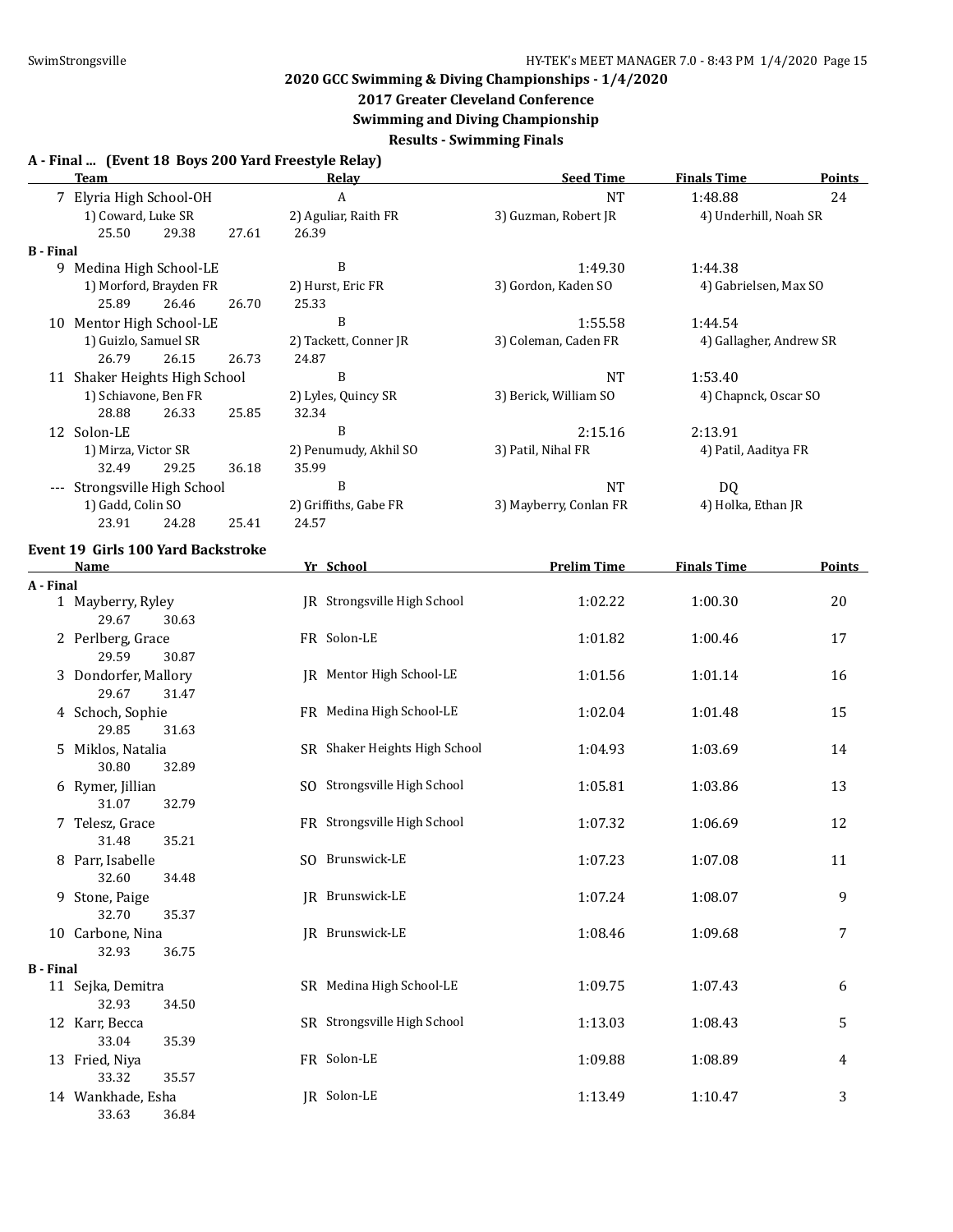## 2020 GCC Swimming & Diving Championships - 1/4/2020

### 2017 Greater Cleveland Conference

### Swimming and Diving Championship

### Results - Swimming Finals

**A - Final ... (Event 18 Boys 200 Yard Freestyle Relay)**

| | Team | Relay | Seed Time | Finals Time | Points |
|---|---|---|---|---|---|
| 7 | Elyria High School-OH | A | NT | 1:48.88 | 24 |
| | 1) Coward, Luke SR | 2) Aguliar, Raith FR | 3) Guzman, Robert JR | 4) Underhill, Noah SR | |
| | 25.50 29.38 27.61 26.39 | | | | |
| **B - Final** | | | | | |
| 9 | Medina High School-LE | B | 1:49.30 | 1:44.38 | |
| | 1) Morford, Brayden FR | 2) Hurst, Eric FR | 3) Gordon, Kaden SO | 4) Gabrielsen, Max SO | |
| | 25.89 26.46 26.70 25.33 | | | | |
| 10 | Mentor High School-LE | B | 1:55.58 | 1:44.54 | |
| | 1) Guizlo, Samuel SR | 2) Tackett, Conner JR | 3) Coleman, Caden FR | 4) Gallagher, Andrew SR | |
| | 26.79 26.15 26.73 24.87 | | | | |
| 11 | Shaker Heights High School | B | NT | 1:53.40 | |
| | 1) Schiavone, Ben FR | 2) Lyles, Quincy SR | 3) Berick, William SO | 4) Chapnck, Oscar SO | |
| | 28.88 26.33 25.85 32.34 | | | | |
| 12 | Solon-LE | B | 2:15.16 | 2:13.91 | |
| | 1) Mirza, Victor SR | 2) Penumudy, Akhil SO | 3) Patil, Nihal FR | 4) Patil, Aaditya FR | |
| | 32.49 29.25 36.18 35.99 | | | | |
| --- | Strongsville High School | B | NT | DQ | |
| | 1) Gadd, Colin SO | 2) Griffiths, Gabe FR | 3) Mayberry, Conlan FR | 4) Holka, Ethan JR | |
| | 23.91 24.28 25.41 24.57 | | | | |

**Event 19 Girls 100 Yard Backstroke**

| | Name | Yr | School | Prelim Time | Finals Time | Points |
|---|---|---|---|---|---|---|
| **A - Final** | | | | | | |
| 1 | Mayberry, Ryley | JR | Strongsville High School | 1:02.22 | 1:00.30 | 20 |
| | 29.67 30.63 | | | | | |
| 2 | Perlberg, Grace | FR | Solon-LE | 1:01.82 | 1:00.46 | 17 |
| | 29.59 30.87 | | | | | |
| 3 | Dondorfer, Mallory | JR | Mentor High School-LE | 1:01.56 | 1:01.14 | 16 |
| | 29.67 31.47 | | | | | |
| 4 | Schoch, Sophie | FR | Medina High School-LE | 1:02.04 | 1:01.48 | 15 |
| | 29.85 31.63 | | | | | |
| 5 | Miklos, Natalia | SR | Shaker Heights High School | 1:04.93 | 1:03.69 | 14 |
| | 30.80 32.89 | | | | | |
| 6 | Rymer, Jillian | SO | Strongsville High School | 1:05.81 | 1:03.86 | 13 |
| | 31.07 32.79 | | | | | |
| 7 | Telesz, Grace | FR | Strongsville High School | 1:07.32 | 1:06.69 | 12 |
| | 31.48 35.21 | | | | | |
| 8 | Parr, Isabelle | SO | Brunswick-LE | 1:07.23 | 1:07.08 | 11 |
| | 32.60 34.48 | | | | | |
| 9 | Stone, Paige | JR | Brunswick-LE | 1:07.24 | 1:08.07 | 9 |
| | 32.70 35.37 | | | | | |
| 10 | Carbone, Nina | JR | Brunswick-LE | 1:08.46 | 1:09.68 | 7 |
| | 32.93 36.75 | | | | | |
| **B - Final** | | | | | | |
| 11 | Sejka, Demitra | SR | Medina High School-LE | 1:09.75 | 1:07.43 | 6 |
| | 32.93 34.50 | | | | | |
| 12 | Karr, Becca | SR | Strongsville High School | 1:13.03 | 1:08.43 | 5 |
| | 33.04 35.39 | | | | | |
| 13 | Fried, Niya | FR | Solon-LE | 1:09.88 | 1:08.89 | 4 |
| | 33.32 35.57 | | | | | |
| 14 | Wankhade, Esha | JR | Solon-LE | 1:13.49 | 1:10.47 | 3 |
| | 33.63 36.84 | | | | | |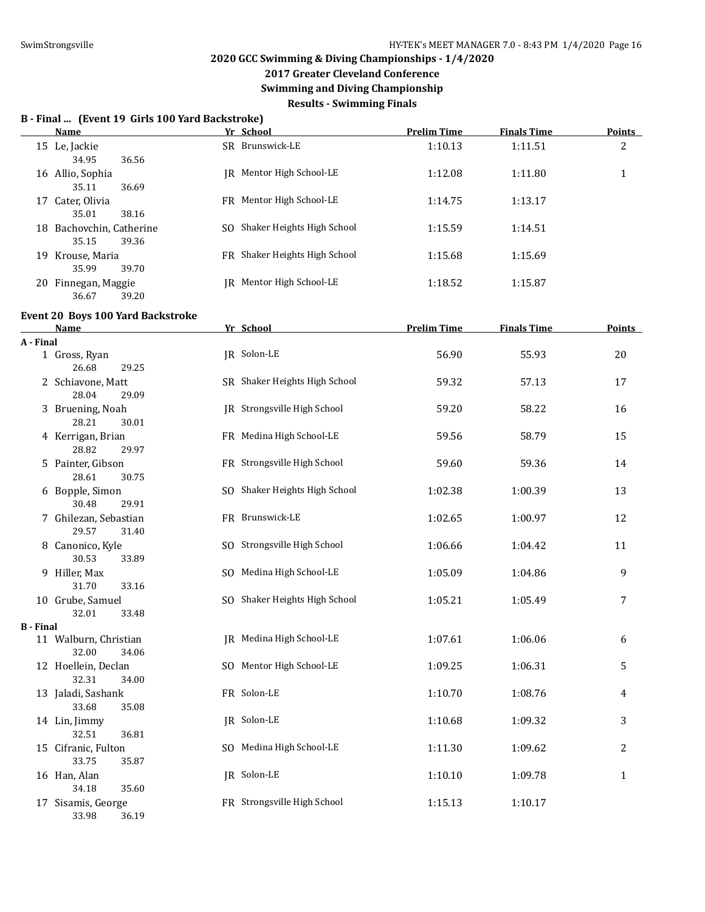## 2020 GCC Swimming & Diving Championships - 1/4/2020

### 2017 Greater Cleveland Conference

### Swimming and Diving Championship

### Results - Swimming Finals

**B - Final ... (Event 19 Girls 100 Yard Backstroke)**

| | Name | Yr | School | Prelim Time | Finals Time | Points |
|---|---|---|---|---|---|---|
| 15 | Le, Jackie | SR | Brunswick-LE | 1:10.13 | 1:11.51 | 2 |
| | 34.95 36.56 | | | | | |
| 16 | Allio, Sophia | JR | Mentor High School-LE | 1:12.08 | 1:11.80 | 1 |
| | 35.11 36.69 | | | | | |
| 17 | Cater, Olivia | FR | Mentor High School-LE | 1:14.75 | 1:13.17 | |
| | 35.01 38.16 | | | | | |
| 18 | Bachovchin, Catherine | SO | Shaker Heights High School | 1:15.59 | 1:14.51 | |
| | 35.15 39.36 | | | | | |
| 19 | Krouse, Maria | FR | Shaker Heights High School | 1:15.68 | 1:15.69 | |
| | 35.99 39.70 | | | | | |
| 20 | Finnegan, Maggie | JR | Mentor High School-LE | 1:18.52 | 1:15.87 | |
| | 36.67 39.20 | | | | | |

**Event 20 Boys 100 Yard Backstroke**

| | Name | Yr | School | Prelim Time | Finals Time | Points |
|---|---|---|---|---|---|---|
| **A - Final** | | | | | | |
| 1 | Gross, Ryan | JR | Solon-LE | 56.90 | 55.93 | 20 |
| | 26.68 29.25 | | | | | |
| 2 | Schiavone, Matt | SR | Shaker Heights High School | 59.32 | 57.13 | 17 |
| | 28.04 29.09 | | | | | |
| 3 | Bruening, Noah | JR | Strongsville High School | 59.20 | 58.22 | 16 |
| | 28.21 30.01 | | | | | |
| 4 | Kerrigan, Brian | FR | Medina High School-LE | 59.56 | 58.79 | 15 |
| | 28.82 29.97 | | | | | |
| 5 | Painter, Gibson | FR | Strongsville High School | 59.60 | 59.36 | 14 |
| | 28.61 30.75 | | | | | |
| 6 | Bopple, Simon | SO | Shaker Heights High School | 1:02.38 | 1:00.39 | 13 |
| | 30.48 29.91 | | | | | |
| 7 | Ghilezan, Sebastian | FR | Brunswick-LE | 1:02.65 | 1:00.97 | 12 |
| | 29.57 31.40 | | | | | |
| 8 | Canonico, Kyle | SO | Strongsville High School | 1:06.66 | 1:04.42 | 11 |
| | 30.53 33.89 | | | | | |
| 9 | Hiller, Max | SO | Medina High School-LE | 1:05.09 | 1:04.86 | 9 |
| | 31.70 33.16 | | | | | |
| 10 | Grube, Samuel | SO | Shaker Heights High School | 1:05.21 | 1:05.49 | 7 |
| | 32.01 33.48 | | | | | |
| **B - Final** | | | | | | |
| 11 | Walburn, Christian | JR | Medina High School-LE | 1:07.61 | 1:06.06 | 6 |
| | 32.00 34.06 | | | | | |
| 12 | Hoellein, Declan | SO | Mentor High School-LE | 1:09.25 | 1:06.31 | 5 |
| | 32.31 34.00 | | | | | |
| 13 | Jaladi, Sashank | FR | Solon-LE | 1:10.70 | 1:08.76 | 4 |
| | 33.68 35.08 | | | | | |
| 14 | Lin, Jimmy | JR | Solon-LE | 1:10.68 | 1:09.32 | 3 |
| | 32.51 36.81 | | | | | |
| 15 | Cifranic, Fulton | SO | Medina High School-LE | 1:11.30 | 1:09.62 | 2 |
| | 33.75 35.87 | | | | | |
| 16 | Han, Alan | JR | Solon-LE | 1:10.10 | 1:09.78 | 1 |
| | 34.18 35.60 | | | | | |
| 17 | Sisamis, George | FR | Strongsville High School | 1:15.13 | 1:10.17 | |
| | 33.98 36.19 | | | | | |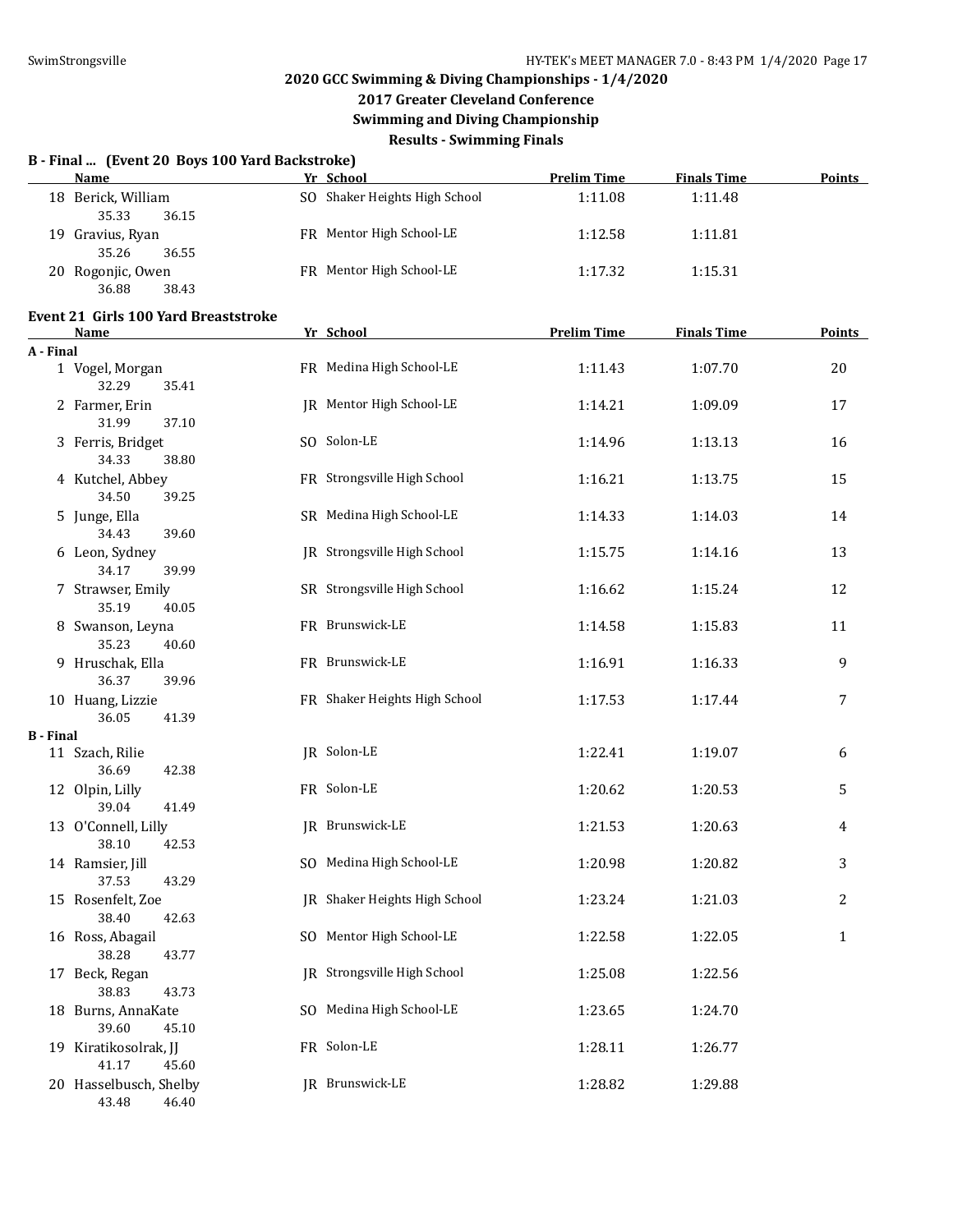# 2020 GCC Swimming & Diving Championships - 1/4/2020

## 2017 Greater Cleveland Conference

## Swimming and Diving Championship

## Results - Swimming Finals

### B - Final ... (Event 20 Boys 100 Yard Backstroke)

| | Name | Yr | School | Prelim Time | Finals Time | Points |
|---|---|---|---|---|---|---|
| 18 | Berick, William | SO | Shaker Heights High School | 1:11.08 | 1:11.48 | |
| | 35.33 36.15 | | | | | |
| 19 | Gravius, Ryan | FR | Mentor High School-LE | 1:12.58 | 1:11.81 | |
| | 35.26 36.55 | | | | | |
| 20 | Rogonjic, Owen | FR | Mentor High School-LE | 1:17.32 | 1:15.31 | |
| | 36.88 38.43 | | | | | |

### Event 21 Girls 100 Yard Breaststroke

| | Name | Yr | School | Prelim Time | Finals Time | Points |
|---|---|---|---|---|---|---|
| **A - Final** | | | | | | |
| 1 | Vogel, Morgan | FR | Medina High School-LE | 1:11.43 | 1:07.70 | 20 |
| | 32.29 35.41 | | | | | |
| 2 | Farmer, Erin | JR | Mentor High School-LE | 1:14.21 | 1:09.09 | 17 |
| | 31.99 37.10 | | | | | |
| 3 | Ferris, Bridget | SO | Solon-LE | 1:14.96 | 1:13.13 | 16 |
| | 34.33 38.80 | | | | | |
| 4 | Kutchel, Abbey | FR | Strongsville High School | 1:16.21 | 1:13.75 | 15 |
| | 34.50 39.25 | | | | | |
| 5 | Junge, Ella | SR | Medina High School-LE | 1:14.33 | 1:14.03 | 14 |
| | 34.43 39.60 | | | | | |
| 6 | Leon, Sydney | JR | Strongsville High School | 1:15.75 | 1:14.16 | 13 |
| | 34.17 39.99 | | | | | |
| 7 | Strawser, Emily | SR | Strongsville High School | 1:16.62 | 1:15.24 | 12 |
| | 35.19 40.05 | | | | | |
| 8 | Swanson, Leyna | FR | Brunswick-LE | 1:14.58 | 1:15.83 | 11 |
| | 35.23 40.60 | | | | | |
| 9 | Hruschak, Ella | FR | Brunswick-LE | 1:16.91 | 1:16.33 | 9 |
| | 36.37 39.96 | | | | | |
| 10 | Huang, Lizzie | FR | Shaker Heights High School | 1:17.53 | 1:17.44 | 7 |
| | 36.05 41.39 | | | | | |
| **B - Final** | | | | | | |
| 11 | Szach, Rilie | JR | Solon-LE | 1:22.41 | 1:19.07 | 6 |
| | 36.69 42.38 | | | | | |
| 12 | Olpin, Lilly | FR | Solon-LE | 1:20.62 | 1:20.53 | 5 |
| | 39.04 41.49 | | | | | |
| 13 | O'Connell, Lilly | JR | Brunswick-LE | 1:21.53 | 1:20.63 | 4 |
| | 38.10 42.53 | | | | | |
| 14 | Ramsier, Jill | SO | Medina High School-LE | 1:20.98 | 1:20.82 | 3 |
| | 37.53 43.29 | | | | | |
| 15 | Rosenfelt, Zoe | JR | Shaker Heights High School | 1:23.24 | 1:21.03 | 2 |
| | 38.40 42.63 | | | | | |
| 16 | Ross, Abagail | SO | Mentor High School-LE | 1:22.58 | 1:22.05 | 1 |
| | 38.28 43.77 | | | | | |
| 17 | Beck, Regan | JR | Strongsville High School | 1:25.08 | 1:22.56 | |
| | 38.83 43.73 | | | | | |
| 18 | Burns, AnnaKate | SO | Medina High School-LE | 1:23.65 | 1:24.70 | |
| | 39.60 45.10 | | | | | |
| 19 | Kiratikosolrak, JJ | FR | Solon-LE | 1:28.11 | 1:26.77 | |
| | 41.17 45.60 | | | | | |
| 20 | Hasselbusch, Shelby | JR | Brunswick-LE | 1:28.82 | 1:29.88 | |
| | 43.48 46.40 | | | | | |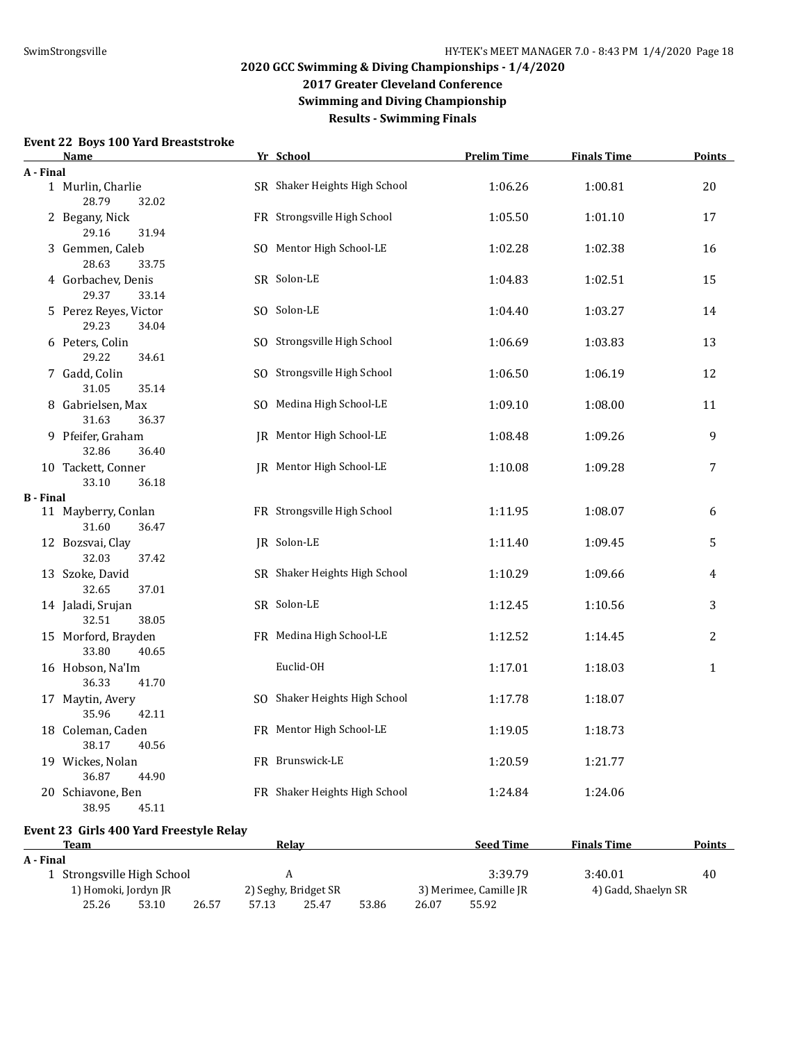## 2020 GCC Swimming & Diving Championships - 1/4/2020

## 2017 Greater Cleveland Conference

## Swimming and Diving Championship

## Results - Swimming Finals

### Event 22 Boys 100 Yard Breaststroke

| | Name | Yr | School | Prelim Time | Finals Time | Points |
|---|---|---|---|---|---|---|
| **A - Final** | | | | | | |
| 1 | Murlin, Charlie | SR | Shaker Heights High School | 1:06.26 | 1:00.81 | 20 |
| | 28.79 32.02 | | | | | |
| 2 | Begany, Nick | FR | Strongsville High School | 1:05.50 | 1:01.10 | 17 |
| | 29.16 31.94 | | | | | |
| 3 | Gemmen, Caleb | SO | Mentor High School-LE | 1:02.28 | 1:02.38 | 16 |
| | 28.63 33.75 | | | | | |
| 4 | Gorbachev, Denis | SR | Solon-LE | 1:04.83 | 1:02.51 | 15 |
| | 29.37 33.14 | | | | | |
| 5 | Perez Reyes, Victor | SO | Solon-LE | 1:04.40 | 1:03.27 | 14 |
| | 29.23 34.04 | | | | | |
| 6 | Peters, Colin | SO | Strongsville High School | 1:06.69 | 1:03.83 | 13 |
| | 29.22 34.61 | | | | | |
| 7 | Gadd, Colin | SO | Strongsville High School | 1:06.50 | 1:06.19 | 12 |
| | 31.05 35.14 | | | | | |
| 8 | Gabrielsen, Max | SO | Medina High School-LE | 1:09.10 | 1:08.00 | 11 |
| | 31.63 36.37 | | | | | |
| 9 | Pfeifer, Graham | JR | Mentor High School-LE | 1:08.48 | 1:09.26 | 9 |
| | 32.86 36.40 | | | | | |
| 10 | Tackett, Conner | JR | Mentor High School-LE | 1:10.08 | 1:09.28 | 7 |
| | 33.10 36.18 | | | | | |
| **B - Final** | | | | | | |
| 11 | Mayberry, Conlan | FR | Strongsville High School | 1:11.95 | 1:08.07 | 6 |
| | 31.60 36.47 | | | | | |
| 12 | Bozsvai, Clay | JR | Solon-LE | 1:11.40 | 1:09.45 | 5 |
| | 32.03 37.42 | | | | | |
| 13 | Szoke, David | SR | Shaker Heights High School | 1:10.29 | 1:09.66 | 4 |
| | 32.65 37.01 | | | | | |
| 14 | Jaladi, Srujan | SR | Solon-LE | 1:12.45 | 1:10.56 | 3 |
| | 32.51 38.05 | | | | | |
| 15 | Morford, Brayden | FR | Medina High School-LE | 1:12.52 | 1:14.45 | 2 |
| | 33.80 40.65 | | | | | |
| 16 | Hobson, Na'Im | | Euclid-OH | 1:17.01 | 1:18.03 | 1 |
| | 36.33 41.70 | | | | | |
| 17 | Maytin, Avery | SO | Shaker Heights High School | 1:17.78 | 1:18.07 | |
| | 35.96 42.11 | | | | | |
| 18 | Coleman, Caden | FR | Mentor High School-LE | 1:19.05 | 1:18.73 | |
| | 38.17 40.56 | | | | | |
| 19 | Wickes, Nolan | FR | Brunswick-LE | 1:20.59 | 1:21.77 | |
| | 36.87 44.90 | | | | | |
| 20 | Schiavone, Ben | FR | Shaker Heights High School | 1:24.84 | 1:24.06 | |
| | 38.95 45.11 | | | | | |

### Event 23 Girls 400 Yard Freestyle Relay

| | Team | Relay | Seed Time | Finals Time | Points |
|---|---|---|---|---|---|
| **A - Final** | | | | | |
| 1 | Strongsville High School | A | 3:39.79 | 3:40.01 | 40 |
| | 1) Homoki, Jordyn JR | 2) Seghy, Bridget SR | 3) Merimee, Camille JR | 4) Gadd, Shaelyn SR | |
| | 25.26 53.10 | 26.57 57.13 | 25.47 53.86 | 26.07 55.92 | |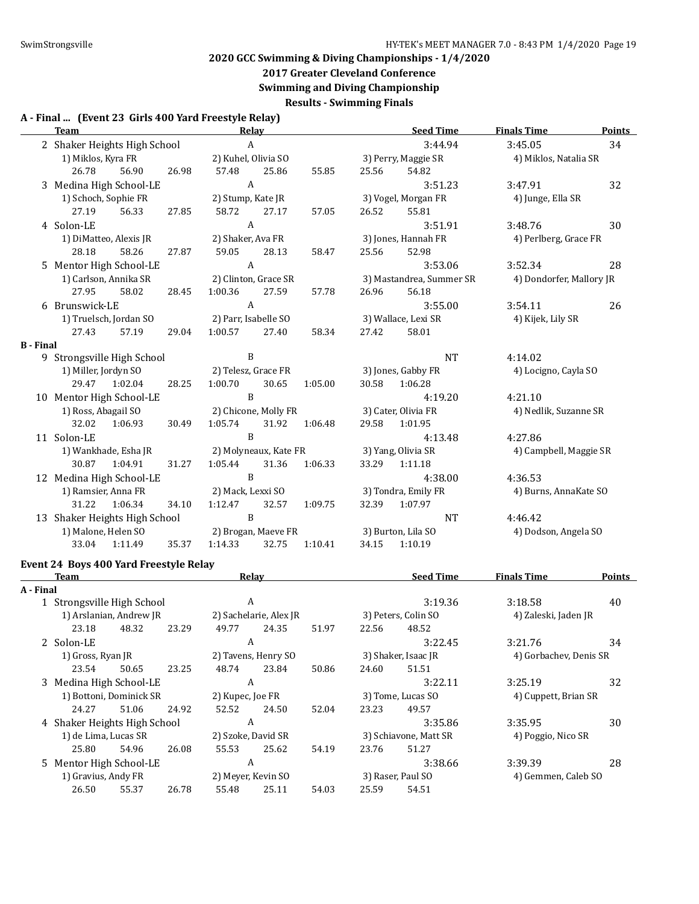# 2020 GCC Swimming & Diving Championships - 1/4/2020

## 2017 Greater Cleveland Conference

## Swimming and Diving Championship

### Results - Swimming Finals

**A - Final ... (Event 23 Girls 400 Yard Freestyle Relay)**

| | Team | Relay | Seed Time | Finals Time | Points |
|---|---|---|---|---|---|
| 2 | Shaker Heights High School | A | 3:44.94 | 3:45.05 | 34 |
| | 1) Miklos, Kyra FR | 2) Kuhel, Olivia SO | 3) Perry, Maggie SR | 4) Miklos, Natalia SR | |
| | 26.78 56.90 | 26.98 57.48 | 25.86 55.85 | 25.56 54.82 | |
| 3 | Medina High School-LE | A | 3:51.23 | 3:47.91 | 32 |
| | 1) Schoch, Sophie FR | 2) Stump, Kate JR | 3) Vogel, Morgan FR | 4) Junge, Ella SR | |
| | 27.19 56.33 | 27.85 58.72 | 27.17 57.05 | 26.52 55.81 | |
| 4 | Solon-LE | A | 3:51.91 | 3:48.76 | 30 |
| | 1) DiMatteo, Alexis JR | 2) Shaker, Ava FR | 3) Jones, Hannah FR | 4) Perlberg, Grace FR | |
| | 28.18 58.26 | 27.87 59.05 | 28.13 58.47 | 25.56 52.98 | |
| 5 | Mentor High School-LE | A | 3:53.06 | 3:52.34 | 28 |
| | 1) Carlson, Annika SR | 2) Clinton, Grace SR | 3) Mastandrea, Summer SR | 4) Dondorfer, Mallory JR | |
| | 27.95 58.02 | 28.45 1:00.36 | 27.59 57.78 | 26.96 56.18 | |
| 6 | Brunswick-LE | A | 3:55.00 | 3:54.11 | 26 |
| | 1) Truelsch, Jordan SO | 2) Parr, Isabelle SO | 3) Wallace, Lexi SR | 4) Kijek, Lily SR | |
| | 27.43 57.19 | 29.04 1:00.57 | 27.40 58.34 | 27.42 58.01 | |

**B - Final**

| | Team | Relay | Seed Time | Finals Time | Points |
|---|---|---|---|---|---|
| 9 | Strongsville High School | B | NT | 4:14.02 | |
| | 1) Miller, Jordyn SO | 2) Telesz, Grace FR | 3) Jones, Gabby FR | 4) Locigno, Cayla SO | |
| | 29.47 1:02.04 | 28.25 1:00.70 | 30.65 1:05.00 | 30.58 1:06.28 | |
| 10 | Mentor High School-LE | B | 4:19.20 | 4:21.10 | |
| | 1) Ross, Abagail SO | 2) Chicone, Molly FR | 3) Cater, Olivia FR | 4) Nedlik, Suzanne SR | |
| | 32.02 1:06.93 | 30.49 1:05.74 | 31.92 1:06.48 | 29.58 1:01.95 | |
| 11 | Solon-LE | B | 4:13.48 | 4:27.86 | |
| | 1) Wankhade, Esha JR | 2) Molyneaux, Kate FR | 3) Yang, Olivia SR | 4) Campbell, Maggie SR | |
| | 30.87 1:04.91 | 31.27 1:05.44 | 31.36 1:06.33 | 33.29 1:11.18 | |
| 12 | Medina High School-LE | B | 4:38.00 | 4:36.53 | |
| | 1) Ramsier, Anna FR | 2) Mack, Lexxi SO | 3) Tondra, Emily FR | 4) Burns, AnnaKate SO | |
| | 31.22 1:06.34 | 34.10 1:12.47 | 32.57 1:09.75 | 32.39 1:07.97 | |
| 13 | Shaker Heights High School | B | NT | 4:46.42 | |
| | 1) Malone, Helen SO | 2) Brogan, Maeve FR | 3) Burton, Lila SO | 4) Dodson, Angela SO | |
| | 33.04 1:11.49 | 35.37 1:14.33 | 32.75 1:10.41 | 34.15 1:10.19 | |

**Event 24 Boys 400 Yard Freestyle Relay**

**A - Final**

| | Team | Relay | Seed Time | Finals Time | Points |
|---|---|---|---|---|---|
| 1 | Strongsville High School | A | 3:19.36 | 3:18.58 | 40 |
| | 1) Arslanian, Andrew JR | 2) Sachelarie, Alex JR | 3) Peters, Colin SO | 4) Zaleski, Jaden JR | |
| | 23.18 48.32 | 23.29 49.77 | 24.35 51.97 | 22.56 48.52 | |
| 2 | Solon-LE | A | 3:22.45 | 3:21.76 | 34 |
| | 1) Gross, Ryan JR | 2) Tavens, Henry SO | 3) Shaker, Isaac JR | 4) Gorbachev, Denis SR | |
| | 23.54 50.65 | 23.25 48.74 | 23.84 50.86 | 24.60 51.51 | |
| 3 | Medina High School-LE | A | 3:22.11 | 3:25.19 | 32 |
| | 1) Bottoni, Dominick SR | 2) Kupec, Joe FR | 3) Tome, Lucas SO | 4) Cuppett, Brian SR | |
| | 24.27 51.06 | 24.92 52.52 | 24.50 52.04 | 23.23 49.57 | |
| 4 | Shaker Heights High School | A | 3:35.86 | 3:35.95 | 30 |
| | 1) de Lima, Lucas SR | 2) Szoke, David SR | 3) Schiavone, Matt SR | 4) Poggio, Nico SR | |
| | 25.80 54.96 | 26.08 55.53 | 25.62 54.19 | 23.76 51.27 | |
| 5 | Mentor High School-LE | A | 3:38.66 | 3:39.39 | 28 |
| | 1) Gravius, Andy FR | 2) Meyer, Kevin SO | 3) Raser, Paul SO | 4) Gemmen, Caleb SO | |
| | 26.50 55.37 | 26.78 55.48 | 25.11 54.03 | 25.59 54.51 | |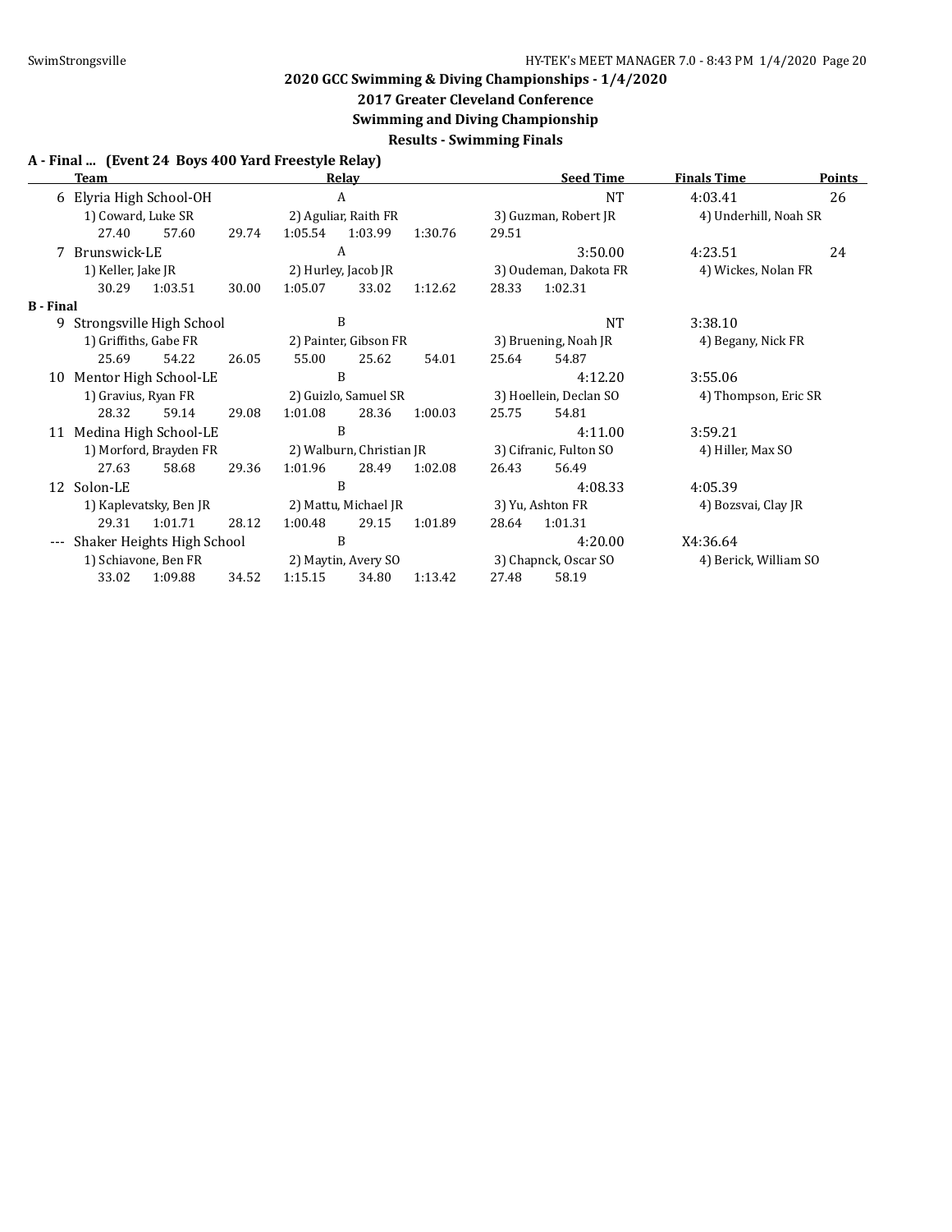## 2020 GCC Swimming & Diving Championships - 1/4/2020

## 2017 Greater Cleveland Conference

## Swimming and Diving Championship

## Results - Swimming Finals

### A - Final ... (Event 24 Boys 400 Yard Freestyle Relay)

| | Team | Relay | Seed Time | Finals Time | Points |
|---|---|---|---|---|---|
| 6 | Elyria High School-OH | A | NT | 4:03.41 | 26 |
| | 1) Coward, Luke SR | 2) Aguliar, Raith FR | 3) Guzman, Robert JR | 4) Underhill, Noah SR | |
| | 27.40 57.60 | 29.74 1:05.54 | 1:03.99 1:30.76 | 29.51 | |
| 7 | Brunswick-LE | A | 3:50.00 | 4:23.51 | 24 |
| | 1) Keller, Jake JR | 2) Hurley, Jacob JR | 3) Oudeman, Dakota FR | 4) Wickes, Nolan FR | |
| | 30.29 1:03.51 | 30.00 1:05.07 | 33.02 1:12.62 | 28.33 1:02.31 | |

### B - Final

| | Team | Relay | Seed Time | Finals Time | Points |
|---|---|---|---|---|---|
| 9 | Strongsville High School | B | NT | 3:38.10 | |
| | 1) Griffiths, Gabe FR | 2) Painter, Gibson FR | 3) Bruening, Noah JR | 4) Begany, Nick FR | |
| | 25.69 54.22 | 26.05 55.00 | 25.62 54.01 | 25.64 54.87 | |
| 10 | Mentor High School-LE | B | 4:12.20 | 3:55.06 | |
| | 1) Gravius, Ryan FR | 2) Guizlo, Samuel SR | 3) Hoellein, Declan SO | 4) Thompson, Eric SR | |
| | 28.32 59.14 | 29.08 1:01.08 | 28.36 1:00.03 | 25.75 54.81 | |
| 11 | Medina High School-LE | B | 4:11.00 | 3:59.21 | |
| | 1) Morford, Brayden FR | 2) Walburn, Christian JR | 3) Cifranic, Fulton SO | 4) Hiller, Max SO | |
| | 27.63 58.68 | 29.36 1:01.96 | 28.49 1:02.08 | 26.43 56.49 | |
| 12 | Solon-LE | B | 4:08.33 | 4:05.39 | |
| | 1) Kaplevatsky, Ben JR | 2) Mattu, Michael JR | 3) Yu, Ashton FR | 4) Bozsvai, Clay JR | |
| | 29.31 1:01.71 | 28.12 1:00.48 | 29.15 1:01.89 | 28.64 1:01.31 | |
| --- | Shaker Heights High School | B | 4:20.00 | X4:36.64 | |
| | 1) Schiavone, Ben FR | 2) Maytin, Avery SO | 3) Chapnck, Oscar SO | 4) Berick, William SO | |
| | 33.02 1:09.88 | 34.52 1:15.15 | 34.80 1:13.42 | 27.48 58.19 | |